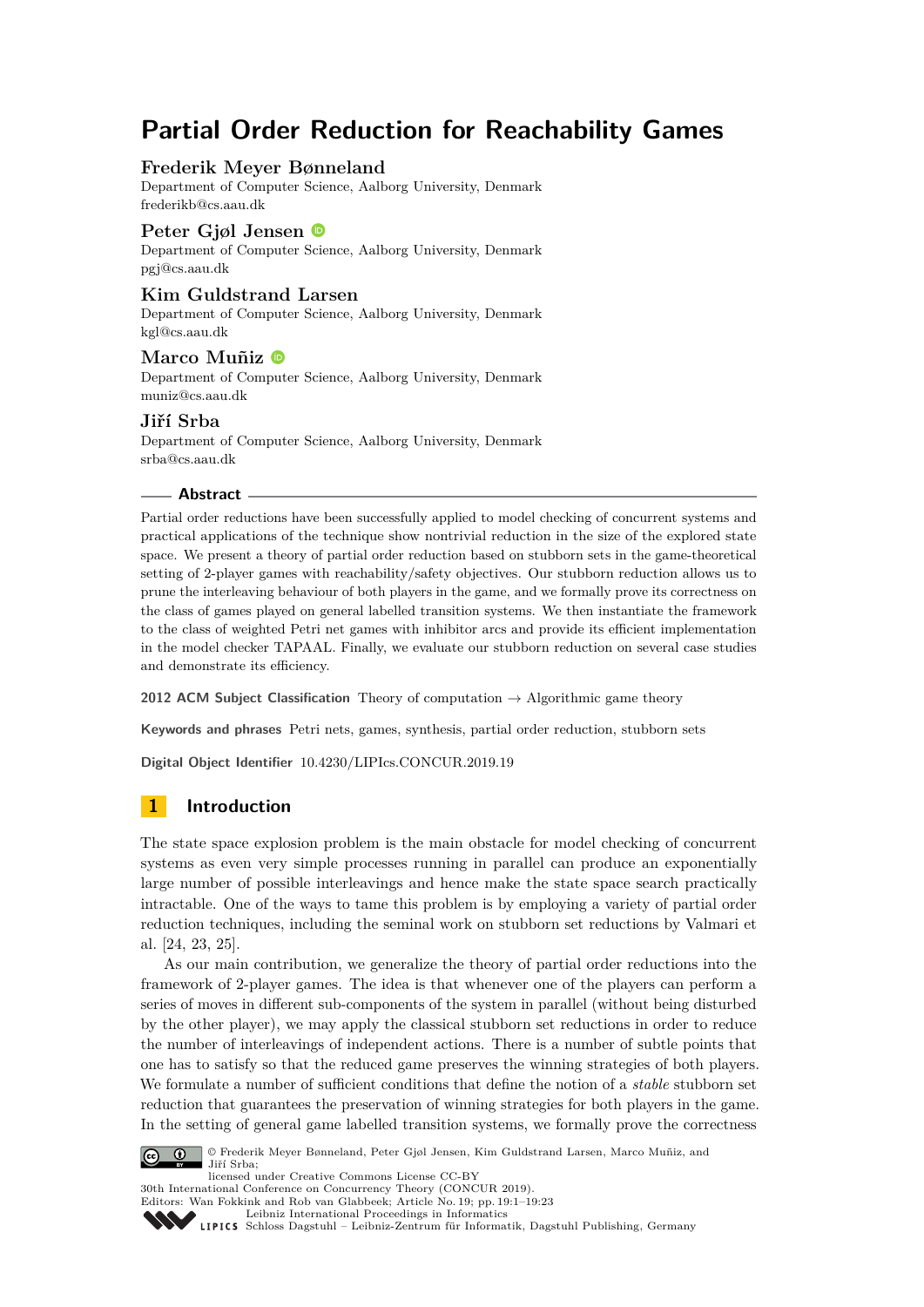# Partial Order Reduction for Reachability Games

**Frederik Meyer Bønneland**
Department of Computer Science, Aalborg University, Denmark
frederikb@cs.aau.dk

**Peter Gjøl Jensen**
Department of Computer Science, Aalborg University, Denmark
pgj@cs.aau.dk

**Kim Guldstrand Larsen**
Department of Computer Science, Aalborg University, Denmark
kgl@cs.aau.dk

**Marco Muñiz**
Department of Computer Science, Aalborg University, Denmark
muniz@cs.aau.dk

**Jiří Srba**
Department of Computer Science, Aalborg University, Denmark
srba@cs.aau.dk

## Abstract

Partial order reductions have been successfully applied to model checking of concurrent systems and practical applications of the technique show nontrivial reduction in the size of the explored state space. We present a theory of partial order reduction based on stubborn sets in the game-theoretical setting of 2-player games with reachability/safety objectives. Our stubborn reduction allows us to prune the interleaving behaviour of both players in the game, and we formally prove its correctness on the class of games played on general labelled transition systems. We then instantiate the framework to the class of weighted Petri net games with inhibitor arcs and provide its efficient implementation in the model checker TAPAAL. Finally, we evaluate our stubborn reduction on several case studies and demonstrate its efficiency.

**2012 ACM Subject Classification** Theory of computation → Algorithmic game theory

**Keywords and phrases** Petri nets, games, synthesis, partial order reduction, stubborn sets

**Digital Object Identifier** 10.4230/LIPIcs.CONCUR.2019.19

## 1 Introduction

The state space explosion problem is the main obstacle for model checking of concurrent systems as even very simple processes running in parallel can produce an exponentially large number of possible interleavings and hence make the state space search practically intractable. One of the ways to tame this problem is by employing a variety of partial order reduction techniques, including the seminal work on stubborn set reductions by Valmari et al. [24, 23, 25].

As our main contribution, we generalize the theory of partial order reductions into the framework of 2-player games. The idea is that whenever one of the players can perform a series of moves in different sub-components of the system in parallel (without being disturbed by the other player), we may apply the classical stubborn set reductions in order to reduce the number of interleavings of independent actions. There is a number of subtle points that one has to satisfy so that the reduced game preserves the winning strategies of both players. We formulate a number of sufficient conditions that define the notion of a *stable* stubborn set reduction that guarantees the preservation of winning strategies for both players in the game. In the setting of general game labelled transition systems, we formally prove the correctness

© Frederik Meyer Bønneland, Peter Gjøl Jensen, Kim Guldstrand Larsen, Marco Muñiz, and Jiří Srba;
licensed under Creative Commons License CC-BY
30th International Conference on Concurrency Theory (CONCUR 2019).
Editors: Wan Fokkink and Rob van Glabbeek; Article No. 19; pp. 19:1–19:23
Leibniz International Proceedings in Informatics
Schloss Dagstuhl – Leibniz-Zentrum für Informatik, Dagstuhl Publishing, Germany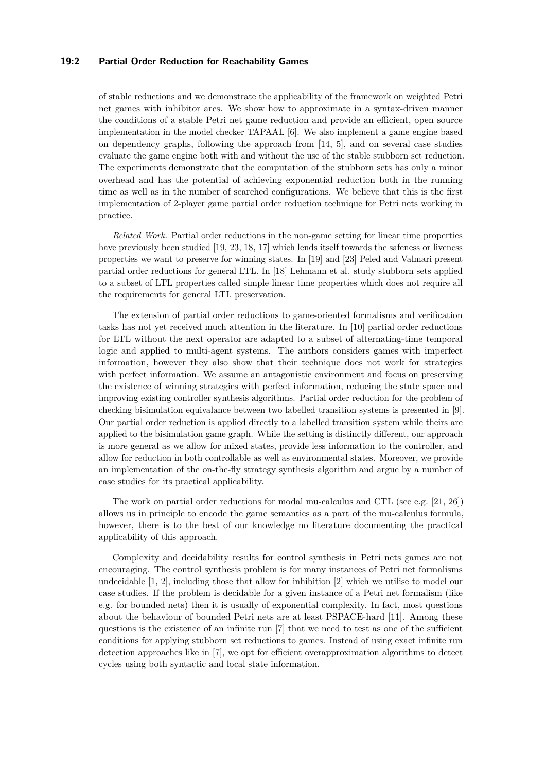of stable reductions and we demonstrate the applicability of the framework on weighted Petri net games with inhibitor arcs. We show how to approximate in a syntax-driven manner the conditions of a stable Petri net game reduction and provide an efficient, open source implementation in the model checker TAPAAL [6]. We also implement a game engine based on dependency graphs, following the approach from [14, 5], and on several case studies evaluate the game engine both with and without the use of the stable stubborn set reduction. The experiments demonstrate that the computation of the stubborn sets has only a minor overhead and has the potential of achieving exponential reduction both in the running time as well as in the number of searched configurations. We believe that this is the first implementation of 2-player game partial order reduction technique for Petri nets working in practice.

*Related Work.* Partial order reductions in the non-game setting for linear time properties have previously been studied [19, 23, 18, 17] which lends itself towards the safeness or liveness properties we want to preserve for winning states. In [19] and [23] Peled and Valmari present partial order reductions for general LTL. In [18] Lehmann et al. study stubborn sets applied to a subset of LTL properties called simple linear time properties which does not require all the requirements for general LTL preservation.

The extension of partial order reductions to game-oriented formalisms and verification tasks has not yet received much attention in the literature. In [10] partial order reductions for LTL without the next operator are adapted to a subset of alternating-time temporal logic and applied to multi-agent systems. The authors considers games with imperfect information, however they also show that their technique does not work for strategies with perfect information. We assume an antagonistic environment and focus on preserving the existence of winning strategies with perfect information, reducing the state space and improving existing controller synthesis algorithms. Partial order reduction for the problem of checking bisimulation equivalance between two labelled transition systems is presented in [9]. Our partial order reduction is applied directly to a labelled transition system while theirs are applied to the bisimulation game graph. While the setting is distinctly different, our approach is more general as we allow for mixed states, provide less information to the controller, and allow for reduction in both controllable as well as environmental states. Moreover, we provide an implementation of the on-the-fly strategy synthesis algorithm and argue by a number of case studies for its practical applicability.

The work on partial order reductions for modal mu-calculus and CTL (see e.g. [21, 26]) allows us in principle to encode the game semantics as a part of the mu-calculus formula, however, there is to the best of our knowledge no literature documenting the practical applicability of this approach.

Complexity and decidability results for control synthesis in Petri nets games are not encouraging. The control synthesis problem is for many instances of Petri net formalisms undecidable [1, 2], including those that allow for inhibition [2] which we utilise to model our case studies. If the problem is decidable for a given instance of a Petri net formalism (like e.g. for bounded nets) then it is usually of exponential complexity. In fact, most questions about the behaviour of bounded Petri nets are at least PSPACE-hard [11]. Among these questions is the existence of an infinite run [7] that we need to test as one of the sufficient conditions for applying stubborn set reductions to games. Instead of using exact infinite run detection approaches like in [7], we opt for efficient overapproximation algorithms to detect cycles using both syntactic and local state information.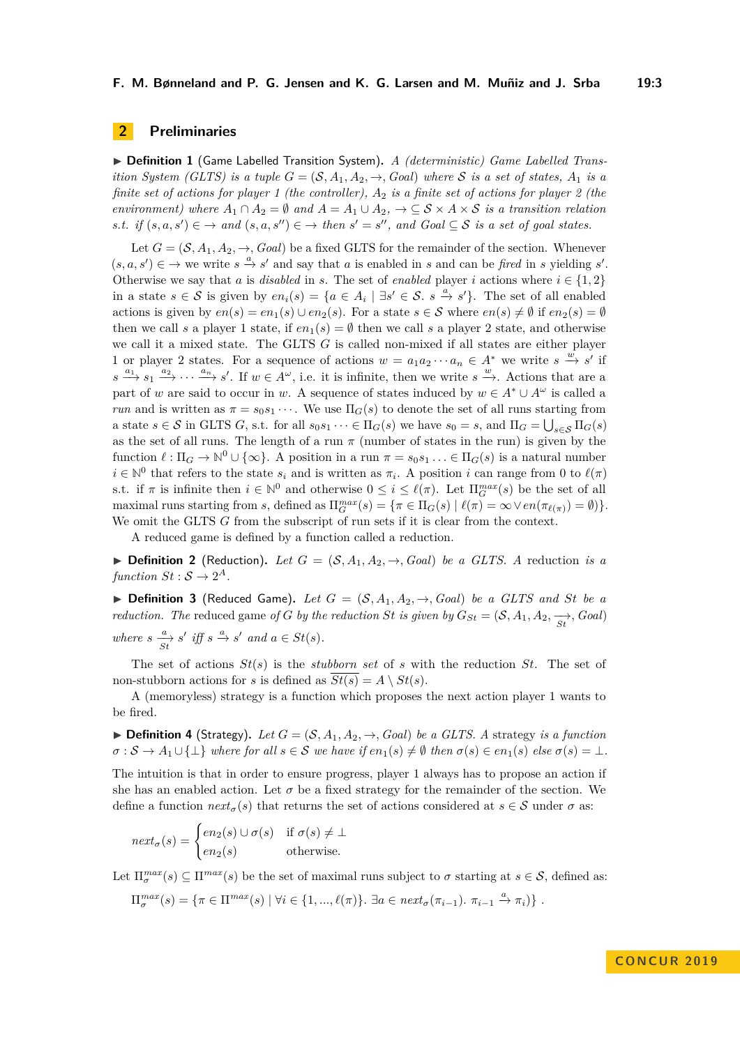## 2 Preliminaries

▶ **Definition 1** (Game Labelled Transition System). *A (deterministic) Game Labelled Transition System (GLTS) is a tuple $G = (\mathcal{S}, A_1, A_2, \rightarrow, Goal)$ where $\mathcal{S}$ is a set of states, $A_1$ is a finite set of actions for player 1 (the controller), $A_2$ is a finite set of actions for player 2 (the environment) where $A_1 \cap A_2 = \emptyset$ and $A = A_1 \cup A_2$, $\rightarrow \subseteq \mathcal{S} \times A \times \mathcal{S}$ is a transition relation s.t. if $(s, a, s') \in \rightarrow$ and $(s, a, s'') \in \rightarrow$ then $s' = s''$, and $Goal \subseteq \mathcal{S}$ is a set of goal states.*

Let $G = (\mathcal{S}, A_1, A_2, \rightarrow, Goal)$ be a fixed GLTS for the remainder of the section. Whenever $(s, a, s') \in \rightarrow$ we write $s \xrightarrow{a} s'$ and say that $a$ is enabled in $s$ and can be *fired* in $s$ yielding $s'$. Otherwise we say that $a$ is *disabled* in $s$. The set of *enabled* player $i$ actions where $i \in \{1, 2\}$ in a state $s \in \mathcal{S}$ is given by $en_i(s) = \{a \in A_i \mid \exists s' \in \mathcal{S}.\ s \xrightarrow{a} s'\}$. The set of all enabled actions is given by $en(s) = en_1(s) \cup en_2(s)$. For a state $s \in \mathcal{S}$ where $en(s) \neq \emptyset$ if $en_2(s) = \emptyset$ then we call $s$ a player 1 state, if $en_1(s) = \emptyset$ then we call $s$ a player 2 state, and otherwise we call it a mixed state. The GLTS $G$ is called non-mixed if all states are either player 1 or player 2 states. For a sequence of actions $w = a_1 a_2 \cdots a_n \in A^*$ we write $s \xrightarrow{w} s'$ if $s \xrightarrow{a_1} s_1 \xrightarrow{a_2} \cdots \xrightarrow{a_n} s'$. If $w \in A^\omega$, i.e. it is infinite, then we write $s \xrightarrow{w}$. Actions that are a part of $w$ are said to occur in $w$. A sequence of states induced by $w \in A^* \cup A^\omega$ is called a *run* and is written as $\pi = s_0 s_1 \cdots$. We use $\Pi_G(s)$ to denote the set of all runs starting from a state $s \in \mathcal{S}$ in GLTS $G$, s.t. for all $s_0 s_1 \cdots \in \Pi_G(s)$ we have $s_0 = s$, and $\Pi_G = \bigcup_{s \in \mathcal{S}} \Pi_G(s)$ as the set of all runs. The length of a run $\pi$ (number of states in the run) is given by the function $\ell : \Pi_G \rightarrow \mathbb{N}^0 \cup \{\infty\}$. A position in a run $\pi = s_0 s_1 \ldots \in \Pi_G(s)$ is a natural number $i \in \mathbb{N}^0$ that refers to the state $s_i$ and is written as $\pi_i$. A position $i$ can range from 0 to $\ell(\pi)$ s.t. if $\pi$ is infinite then $i \in \mathbb{N}^0$ and otherwise $0 \leq i \leq \ell(\pi)$. Let $\Pi_G^{max}(s)$ be the set of all maximal runs starting from $s$, defined as $\Pi_G^{max}(s) = \{\pi \in \Pi_G(s) \mid \ell(\pi) = \infty \vee en(\pi_{\ell(\pi)}) = \emptyset\}$. We omit the GLTS $G$ from the subscript of run sets if it is clear from the context.

A reduced game is defined by a function called a reduction.

▶ **Definition 2** (Reduction). *Let $G = (\mathcal{S}, A_1, A_2, \rightarrow, Goal)$ be a GLTS. A* reduction *is a function $St : \mathcal{S} \rightarrow 2^A$.*

▶ **Definition 3** (Reduced Game). *Let $G = (\mathcal{S}, A_1, A_2, \rightarrow, Goal)$ be a GLTS and $St$ be a reduction. The* reduced game *of $G$ by the reduction $St$ is given by $G_{St} = (\mathcal{S}, A_1, A_2, \underset{St}{\rightarrow}, Goal)$ where $s \underset{St}{\xrightarrow{a}} s'$ iff $s \xrightarrow{a} s'$ and $a \in St(s)$.*

The set of actions $St(s)$ is the *stubborn set* of $s$ with the reduction $St$. The set of non-stubborn actions for $s$ is defined as $\overline{St(s)} = A \setminus St(s)$.

A (memoryless) strategy is a function which proposes the next action player 1 wants to be fired.

▶ **Definition 4** (Strategy). *Let $G = (\mathcal{S}, A_1, A_2, \rightarrow, Goal)$ be a GLTS. A* strategy *is a function $\sigma : \mathcal{S} \rightarrow A_1 \cup \{\perp\}$ where for all $s \in \mathcal{S}$ we have if $en_1(s) \neq \emptyset$ then $\sigma(s) \in en_1(s)$ else $\sigma(s) = \perp$.*

The intuition is that in order to ensure progress, player 1 always has to propose an action if she has an enabled action. Let $\sigma$ be a fixed strategy for the remainder of the section. We define a function $next_\sigma(s)$ that returns the set of actions considered at $s \in \mathcal{S}$ under $\sigma$ as:

$$next_\sigma(s) = \begin{cases} en_2(s) \cup \sigma(s) & \text{if } \sigma(s) \neq \perp \\ en_2(s) & \text{otherwise.} \end{cases}$$

Let $\Pi_\sigma^{max}(s) \subseteq \Pi^{max}(s)$ be the set of maximal runs subject to $\sigma$ starting at $s \in \mathcal{S}$, defined as:

$$\Pi_\sigma^{max}(s) = \{\pi \in \Pi^{max}(s) \mid \forall i \in \{1, ..., \ell(\pi)\}.\ \exists a \in next_\sigma(\pi_{i-1}).\ \pi_{i-1} \xrightarrow{a} \pi_i)\} \ .$$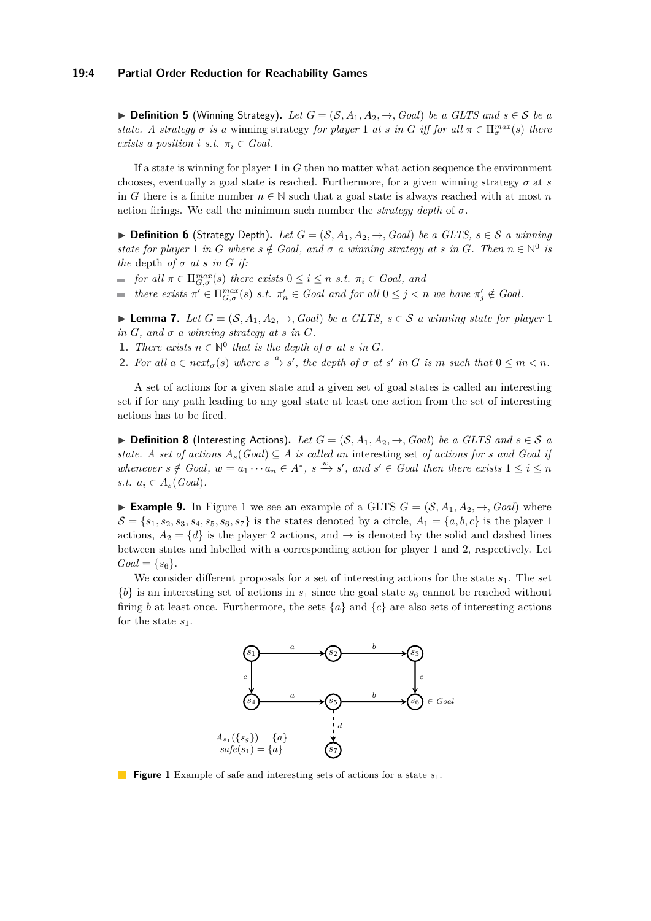▶ **Definition 5** (Winning Strategy). *Let $G = (\mathcal{S}, A_1, A_2, \rightarrow, Goal)$ be a GLTS and $s \in \mathcal{S}$ be a state. A strategy $\sigma$ is a* winning *strategy for player 1 at $s$ in $G$ iff for all $\pi \in \Pi^{max}_{\sigma}(s)$ there exists a position $i$ s.t. $\pi_i \in Goal$.*

If a state is winning for player 1 in $G$ then no matter what action sequence the environment chooses, eventually a goal state is reached. Furthermore, for a given winning strategy $\sigma$ at $s$ in $G$ there is a finite number $n \in \mathbb{N}$ such that a goal state is always reached with at most $n$ action firings. We call the minimum such number the *strategy depth* of $\sigma$.

▶ **Definition 6** (Strategy Depth). *Let $G = (\mathcal{S}, A_1, A_2, \rightarrow, Goal)$ be a GLTS, $s \in \mathcal{S}$ a winning state for player 1 in $G$ where $s \notin Goal$, and $\sigma$ a winning strategy at $s$ in $G$. Then $n \in \mathbb{N}^0$ is the* depth *of $\sigma$ at $s$ in $G$ if:*

- *for all $\pi \in \Pi^{max}_{G,\sigma}(s)$ there exists $0 \leq i \leq n$ s.t. $\pi_i \in Goal$, and*
- *there exists $\pi' \in \Pi^{max}_{G,\sigma}(s)$ s.t. $\pi'_n \in Goal$ and for all $0 \leq j < n$ we have $\pi'_j \notin Goal$.*

▶ **Lemma 7.** *Let $G = (\mathcal{S}, A_1, A_2, \rightarrow, Goal)$ be a GLTS, $s \in \mathcal{S}$ a winning state for player 1 in $G$, and $\sigma$ a winning strategy at $s$ in $G$.*

1. *There exists $n \in \mathbb{N}^0$ that is the depth of $\sigma$ at $s$ in $G$.*
2. *For all $a \in next_{\sigma}(s)$ where $s \xrightarrow{a} s'$, the depth of $\sigma$ at $s'$ in $G$ is $m$ such that $0 \leq m < n$.*

A set of actions for a given state and a given set of goal states is called an interesting set if for any path leading to any goal state at least one action from the set of interesting actions has to be fired.

▶ **Definition 8** (Interesting Actions). *Let $G = (\mathcal{S}, A_1, A_2, \rightarrow, Goal)$ be a GLTS and $s \in \mathcal{S}$ a state. A set of actions $A_s(Goal) \subseteq A$ is called an* interesting set *of actions for $s$ and $Goal$ if whenever $s \notin Goal$, $w = a_1 \cdots a_n \in A^*$, $s \xrightarrow{w} s'$, and $s' \in Goal$ then there exists $1 \leq i \leq n$ s.t. $a_i \in A_s(Goal)$.*

▶ **Example 9.** In Figure 1 we see an example of a GLTS $G = (\mathcal{S}, A_1, A_2, \rightarrow, Goal)$ where $\mathcal{S} = \{s_1, s_2, s_3, s_4, s_5, s_6, s_7\}$ is the states denoted by a circle, $A_1 = \{a, b, c\}$ is the player 1 actions, $A_2 = \{d\}$ is the player 2 actions, and $\rightarrow$ is denoted by the solid and dashed lines between states and labelled with a corresponding action for player 1 and 2, respectively. Let $Goal = \{s_6\}$.

We consider different proposals for a set of interesting actions for the state $s_1$. The set $\{b\}$ is an interesting set of actions in $s_1$ since the goal state $s_6$ cannot be reached without firing $b$ at least once. Furthermore, the sets $\{a\}$ and $\{c\}$ are also sets of interesting actions for the state $s_1$.

**Figure 1** Example of safe and interesting sets of actions for a state $s_1$.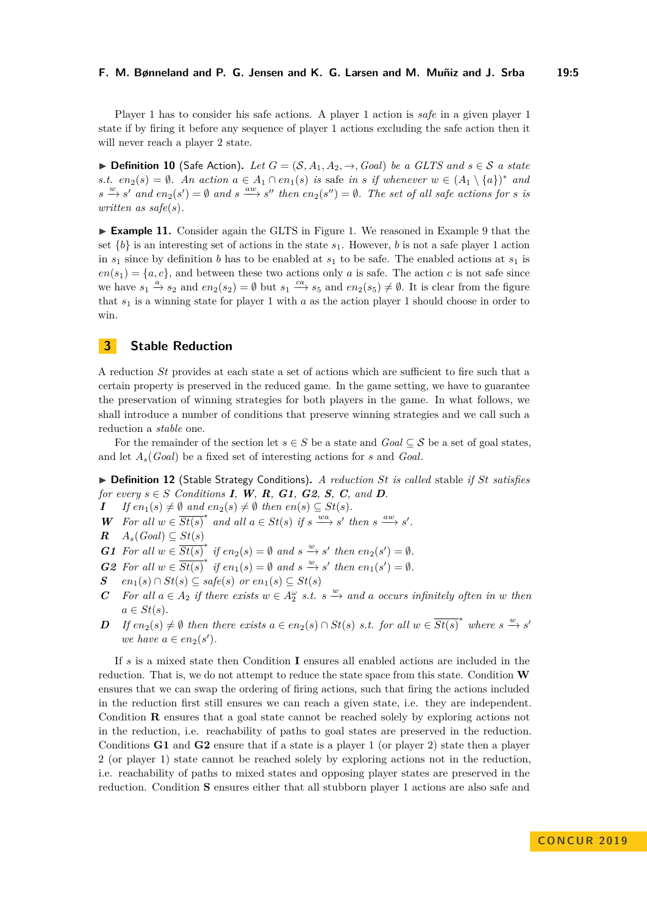Player 1 has to consider his safe actions. A player 1 action is *safe* in a given player 1 state if by firing it before any sequence of player 1 actions excluding the safe action then it will never reach a player 2 state.

▶ **Definition 10** (Safe Action). *Let $G = (\mathcal{S}, A_1, A_2, \rightarrow, Goal)$ be a GLTS and $s \in \mathcal{S}$ a state s.t. $en_2(s) = \emptyset$. An action $a \in A_1 \cap en_1(s)$ is* safe *in $s$ if whenever $w \in (A_1 \setminus \{a\})^*$ and $s \xrightarrow{w} s'$ and $en_2(s') = \emptyset$ and $s \xrightarrow{aw} s''$ then $en_2(s'') = \emptyset$. The set of all safe actions for $s$ is written as $safe(s)$.*

▶ **Example 11.** Consider again the GLTS in Figure 1. We reasoned in Example 9 that the set $\{b\}$ is an interesting set of actions in the state $s_1$. However, $b$ is not a safe player 1 action in $s_1$ since by definition $b$ has to be enabled at $s_1$ to be safe. The enabled actions at $s_1$ is $en(s_1) = \{a, c\}$, and between these two actions only $a$ is safe. The action $c$ is not safe since we have $s_1 \xrightarrow{a} s_2$ and $en_2(s_2) = \emptyset$ but $s_1 \xrightarrow{ca} s_5$ and $en_2(s_5) \neq \emptyset$. It is clear from the figure that $s_1$ is a winning state for player 1 with $a$ as the action player 1 should choose in order to win.

## 3 Stable Reduction

A reduction $St$ provides at each state a set of actions which are sufficient to fire such that a certain property is preserved in the reduced game. In the game setting, we have to guarantee the preservation of winning strategies for both players in the game. In what follows, we shall introduce a number of conditions that preserve winning strategies and we call such a reduction a *stable* one.

For the remainder of the section let $s \in S$ be a state and $Goal \subseteq \mathcal{S}$ be a set of goal states, and let $A_s(Goal)$ be a fixed set of interesting actions for $s$ and $Goal$.

▶ **Definition 12** (Stable Strategy Conditions). *A reduction $St$ is called* stable *if $St$ satisfies for every $s \in S$ Conditions **I**, **W**, **R**, **G1**, **G2**, **S**, **C**, and **D**.*

- ***I*** *If $en_1(s) \neq \emptyset$ and $en_2(s) \neq \emptyset$ then $en(s) \subseteq St(s)$.*
- ***W*** *For all $w \in \overline{St(s)}^*$ and all $a \in St(s)$ if $s \xrightarrow{wa} s'$ then $s \xrightarrow{aw} s'$.*
- ***R*** *$A_s(Goal) \subseteq St(s)$*
- ***G1*** *For all $w \in \overline{St(s)}^*$ if $en_2(s) = \emptyset$ and $s \xrightarrow{w} s'$ then $en_2(s') = \emptyset$.*
- ***G2*** *For all $w \in \overline{St(s)}^*$ if $en_1(s) = \emptyset$ and $s \xrightarrow{w} s'$ then $en_1(s') = \emptyset$.*
- ***S*** *$en_1(s) \cap St(s) \subseteq safe(s)$ or $en_1(s) \subseteq St(s)$*
- ***C*** *For all $a \in A_2$ if there exists $w \in A_2^\omega$ s.t. $s \xrightarrow{w}$ and $a$ occurs infinitely often in $w$ then $a \in St(s)$.*
- ***D*** *If $en_2(s) \neq \emptyset$ then there exists $a \in en_2(s) \cap St(s)$ s.t. for all $w \in \overline{St(s)}^*$ where $s \xrightarrow{w} s'$ we have $a \in en_2(s')$.*

If $s$ is a mixed state then Condition **I** ensures all enabled actions are included in the reduction. That is, we do not attempt to reduce the state space from this state. Condition **W** ensures that we can swap the ordering of firing actions, such that firing the actions included in the reduction first still ensures we can reach a given state, i.e. they are independent. Condition **R** ensures that a goal state cannot be reached solely by exploring actions not in the reduction, i.e. reachability of paths to goal states are preserved in the reduction. Conditions **G1** and **G2** ensure that if a state is a player 1 (or player 2) state then a player 2 (or player 1) state cannot be reached solely by exploring actions not in the reduction, i.e. reachability of paths to mixed states and opposing player states are preserved in the reduction. Condition **S** ensures either that all stubborn player 1 actions are also safe and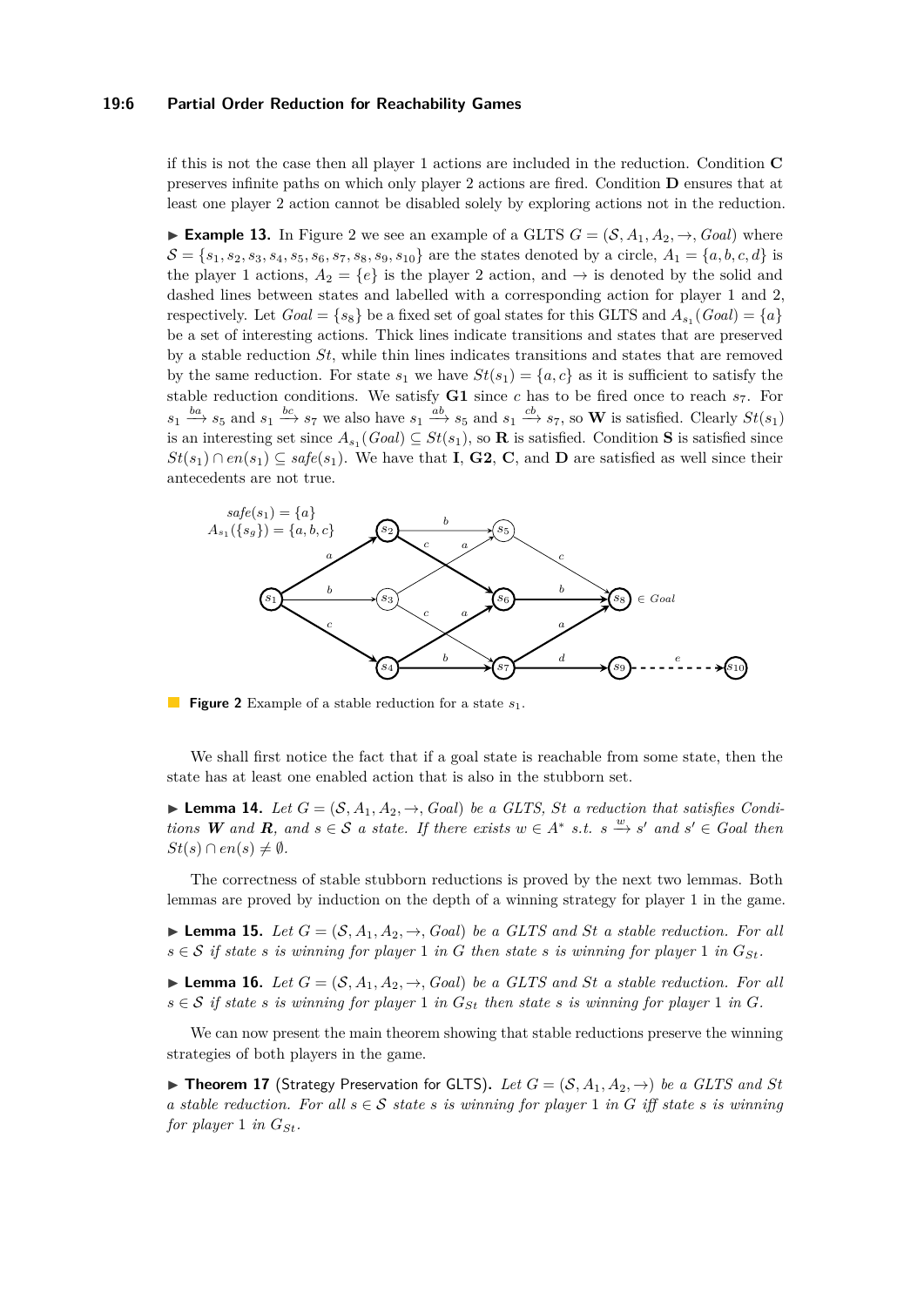if this is not the case then all player 1 actions are included in the reduction. Condition **C** preserves infinite paths on which only player 2 actions are fired. Condition **D** ensures that at least one player 2 action cannot be disabled solely by exploring actions not in the reduction.

▶ **Example 13.** In Figure 2 we see an example of a GLTS $G = (\mathcal{S}, A_1, A_2, \rightarrow, Goal)$ where $\mathcal{S} = \{s_1, s_2, s_3, s_4, s_5, s_6, s_7, s_8, s_9, s_{10}\}$ are the states denoted by a circle, $A_1 = \{a, b, c, d\}$ is the player 1 actions, $A_2 = \{e\}$ is the player 2 action, and $\rightarrow$ is denoted by the solid and dashed lines between states and labelled with a corresponding action for player 1 and 2, respectively. Let $Goal = \{s_8\}$ be a fixed set of goal states for this GLTS and $A_{s_1}(Goal) = \{a\}$ be a set of interesting actions. Thick lines indicate transitions and states that are preserved by a stable reduction $St$, while thin lines indicates transitions and states that are removed by the same reduction. For state $s_1$ we have $St(s_1) = \{a, c\}$ as it is sufficient to satisfy the stable reduction conditions. We satisfy **G1** since $c$ has to be fired once to reach $s_7$. For $s_1 \xrightarrow{ba} s_5$ and $s_1 \xrightarrow{bc} s_7$ we also have $s_1 \xrightarrow{ab} s_5$ and $s_1 \xrightarrow{cb} s_7$, so **W** is satisfied. Clearly $St(s_1)$ is an interesting set since $A_{s_1}(Goal) \subseteq St(s_1)$, so **R** is satisfied. Condition **S** is satisfied since $St(s_1) \cap en(s_1) \subseteq safe(s_1)$. We have that **I**, **G2**, **C**, and **D** are satisfied as well since their antecedents are not true.

**Figure 2** Example of a stable reduction for a state $s_1$.

We shall first notice the fact that if a goal state is reachable from some state, then the state has at least one enabled action that is also in the stubborn set.

▶ **Lemma 14.** *Let $G = (\mathcal{S}, A_1, A_2, \rightarrow, Goal)$ be a GLTS, $St$ a reduction that satisfies Conditions **W** and **R**, and $s \in \mathcal{S}$ a state. If there exists $w \in A^*$ s.t. $s \xrightarrow{w} s'$ and $s' \in Goal$ then $St(s) \cap en(s) \neq \emptyset$.*

The correctness of stable stubborn reductions is proved by the next two lemmas. Both lemmas are proved by induction on the depth of a winning strategy for player 1 in the game.

▶ **Lemma 15.** *Let $G = (\mathcal{S}, A_1, A_2, \rightarrow, Goal)$ be a GLTS and $St$ a stable reduction. For all $s \in \mathcal{S}$ if state $s$ is winning for player 1 in $G$ then state $s$ is winning for player 1 in $G_{St}$.*

▶ **Lemma 16.** *Let $G = (\mathcal{S}, A_1, A_2, \rightarrow, Goal)$ be a GLTS and $St$ a stable reduction. For all $s \in \mathcal{S}$ if state $s$ is winning for player 1 in $G_{St}$ then state $s$ is winning for player 1 in $G$.*

We can now present the main theorem showing that stable reductions preserve the winning strategies of both players in the game.

▶ **Theorem 17** (Strategy Preservation for GLTS)**.** *Let $G = (\mathcal{S}, A_1, A_2, \rightarrow)$ be a GLTS and $St$ a stable reduction. For all $s \in \mathcal{S}$ state $s$ is winning for player 1 in $G$ iff state $s$ is winning for player 1 in $G_{St}$.*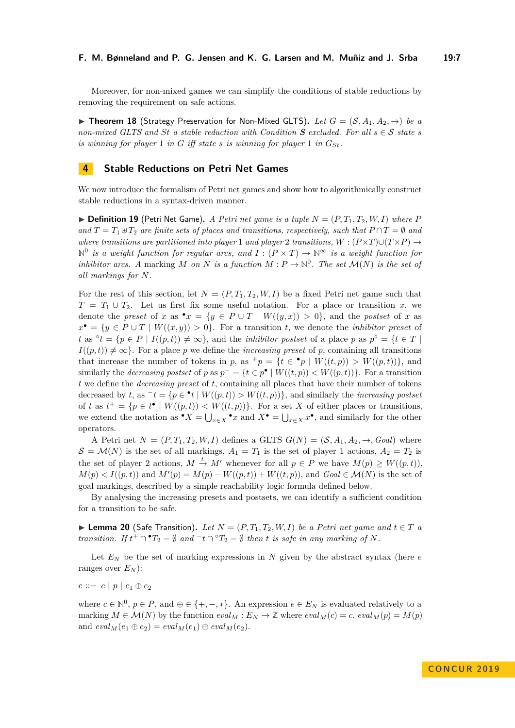Moreover, for non-mixed games we can simplify the conditions of stable reductions by removing the requirement on safe actions.

▶ **Theorem 18** (Strategy Preservation for Non-Mixed GLTS). *Let $G = (\mathcal{S}, A_1, A_2, \rightarrow)$ be a non-mixed GLTS and $St$ a stable reduction with Condition $\boldsymbol{S}$ excluded. For all $s \in \mathcal{S}$ state $s$ is winning for player 1 in $G$ iff state $s$ is winning for player 1 in $G_{St}$.*

## 4 Stable Reductions on Petri Net Games

We now introduce the formalism of Petri net games and show how to algorithmically construct stable reductions in a syntax-driven manner.

▶ **Definition 19** (Petri Net Game). *A Petri net game is a tuple $N = (P, T_1, T_2, W, I)$ where $P$ and $T = T_1 \uplus T_2$ are finite sets of places and transitions, respectively, such that $P \cap T = \emptyset$ and where transitions are partitioned into player 1 and player 2 transitions, $W : (P \times T) \cup (T \times P) \rightarrow \mathbb{N}^0$ is a weight function for regular arcs, and $I : (P \times T) \rightarrow \mathbb{N}^\infty$ is a weight function for inhibitor arcs. A* marking *$M$ on $N$ is a function $M : P \rightarrow \mathbb{N}^0$. The set $\mathcal{M}(N)$ is the set of all markings for $N$.*

For the rest of this section, let $N = (P, T_1, T_2, W, I)$ be a fixed Petri net game such that $T = T_1 \cup T_2$. Let us first fix some useful notation. For a place or transition $x$, we denote the *preset* of $x$ as ${}^\bullet x = \{y \in P \cup T \mid W((y, x)) > 0\}$, and the *postset* of $x$ as $x^\bullet = \{y \in P \cup T \mid W((x, y)) > 0\}$. For a transition $t$, we denote the *inhibitor preset* of $t$ as ${}^\circ t = \{p \in P \mid I((p, t)) \neq \infty\}$, and the *inhibitor postset* of a place $p$ as $p^\circ = \{t \in T \mid I((p, t)) \neq \infty\}$. For a place $p$ we define the *increasing preset* of $p$, containing all transitions that increase the number of tokens in $p$, as ${}^+p = \{t \in {}^\bullet p \mid W((t, p)) > W((p, t))\}$, and similarly the *decreasing postset* of $p$ as $p^- = \{t \in p^\bullet \mid W((t, p)) < W((p, t))\}$. For a transition $t$ we define the *decreasing preset* of $t$, containing all places that have their number of tokens decreased by $t$, as ${}^-t = \{p \in {}^\bullet t \mid W((p, t)) > W((t, p))\}$, and similarly the *increasing postset* of $t$ as $t^+ = \{p \in t^\bullet \mid W((p, t)) < W((t, p))\}$. For a set $X$ of either places or transitions, we extend the notation as ${}^\bullet X = \bigcup_{x \in X} {}^\bullet x$ and $X^\bullet = \bigcup_{x \in X} x^\bullet$, and similarly for the other operators.

A Petri net $N = (P, T_1, T_2, W, I)$ defines a GLTS $G(N) = (\mathcal{S}, A_1, A_2, \rightarrow, Goal)$ where $\mathcal{S} = \mathcal{M}(N)$ is the set of all markings, $A_1 = T_1$ is the set of player 1 actions, $A_2 = T_2$ is the set of player 2 actions, $M \xrightarrow{t} M'$ whenever for all $p \in P$ we have $M(p) \geq W((p, t))$, $M(p) < I((p, t))$ and $M'(p) = M(p) - W((p, t)) + W((t, p))$, and $Goal \in \mathcal{M}(N)$ is the set of goal markings, described by a simple reachability logic formula defined below.

By analysing the increasing presets and postsets, we can identify a sufficient condition for a transition to be safe.

▶ **Lemma 20** (Safe Transition). *Let $N = (P, T_1, T_2, W, I)$ be a Petri net game and $t \in T$ a transition. If $t^+ \cap {}^\bullet T_2 = \emptyset$ and ${}^-t \cap {}^\circ T_2 = \emptyset$ then $t$ is safe in any marking of $N$.*

Let $E_N$ be the set of marking expressions in $N$ given by the abstract syntax (here $e$ ranges over $E_N$):

$$e ::= c \mid p \mid e_1 \oplus e_2$$

where $c \in \mathbb{N}^0$, $p \in P$, and $\oplus \in \{+, -, *\}$. An expression $e \in E_N$ is evaluated relatively to a marking $M \in \mathcal{M}(N)$ by the function $eval_M : E_N \rightarrow \mathbb{Z}$ where $eval_M(c) = c$, $eval_M(p) = M(p)$ and $eval_M(e_1 \oplus e_2) = eval_M(e_1) \oplus eval_M(e_2)$.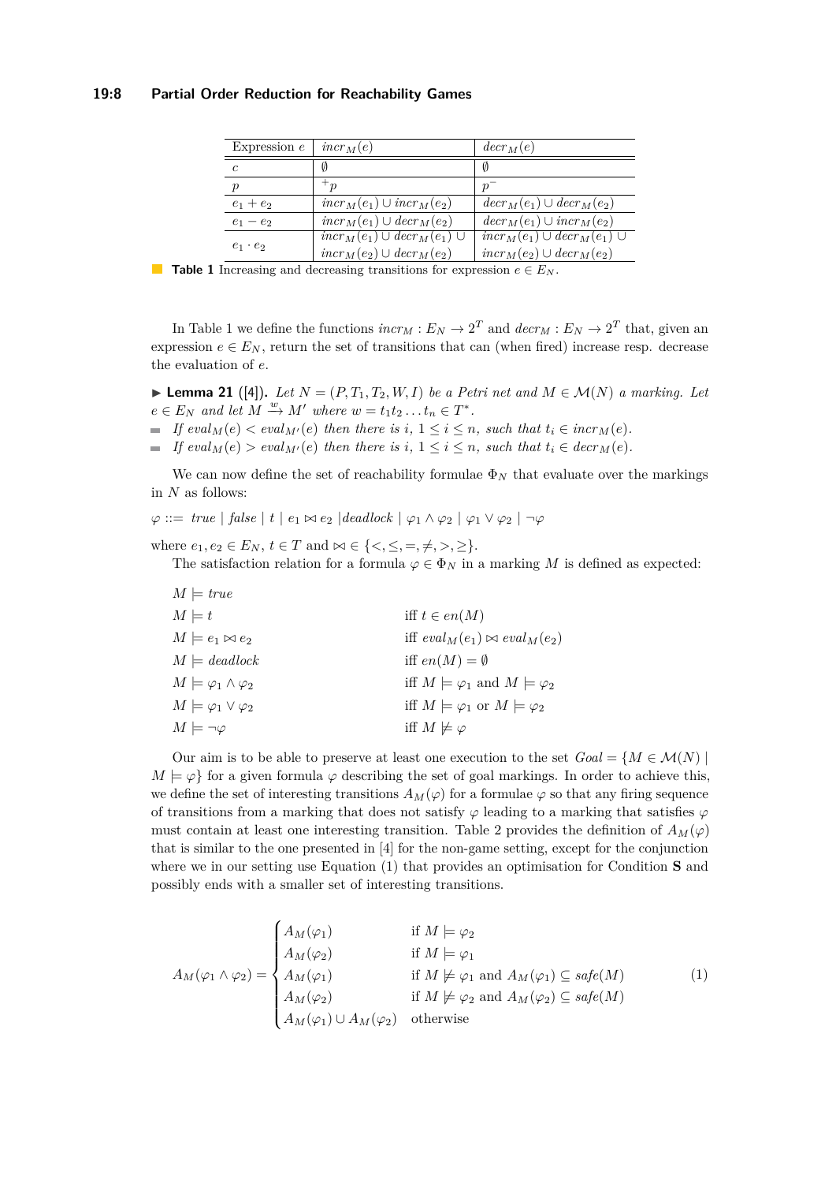| Expression $e$ | $incr_M(e)$ | $decr_M(e)$ |
|---|---|---|
| $c$ | $\emptyset$ | $\emptyset$ |
| $p$ | ${}^+p$ | $p^-$ |
| $e_1 + e_2$ | $incr_M(e_1) \cup incr_M(e_2)$ | $decr_M(e_1) \cup decr_M(e_2)$ |
| $e_1 - e_2$ | $incr_M(e_1) \cup decr_M(e_2)$ | $decr_M(e_1) \cup incr_M(e_2)$ |
| $e_1 \cdot e_2$ | $incr_M(e_1) \cup decr_M(e_1) \cup incr_M(e_2) \cup decr_M(e_2)$ | $incr_M(e_1) \cup decr_M(e_1) \cup incr_M(e_2) \cup decr_M(e_2)$ |

**Table 1** Increasing and decreasing transitions for expression $e \in E_N$.

In Table 1 we define the functions $incr_M : E_N \to 2^T$ and $decr_M : E_N \to 2^T$ that, given an expression $e \in E_N$, return the set of transitions that can (when fired) increase resp. decrease the evaluation of $e$.

▶ **Lemma 21** ([4]). *Let $N = (P, T_1, T_2, W, I)$ be a Petri net and $M \in \mathcal{M}(N)$ a marking. Let $e \in E_N$ and let $M \xrightarrow{w} M'$ where $w = t_1 t_2 \dots t_n \in T^*$.*

- *If $eval_M(e) < eval_{M'}(e)$ then there is $i$, $1 \leq i \leq n$, such that $t_i \in incr_M(e)$.*
- *If $eval_M(e) > eval_{M'}(e)$ then there is $i$, $1 \leq i \leq n$, such that $t_i \in decr_M(e)$.*

We can now define the set of reachability formulae $\Phi_N$ that evaluate over the markings in $N$ as follows:

$$\varphi ::= \ true \mid false \mid t \mid e_1 \bowtie e_2 \mid deadlock \mid \varphi_1 \wedge \varphi_2 \mid \varphi_1 \vee \varphi_2 \mid \neg\varphi$$

where $e_1, e_2 \in E_N$, $t \in T$ and $\bowtie \in \{<, \leq, =, \neq, >, \geq\}$.

The satisfaction relation for a formula $\varphi \in \Phi_N$ in a marking $M$ is defined as expected:

$$
\begin{aligned}
&M \models true && \\
&M \models t && \text{iff } t \in en(M) \\
&M \models e_1 \bowtie e_2 && \text{iff } eval_M(e_1) \bowtie eval_M(e_2) \\
&M \models deadlock && \text{iff } en(M) = \emptyset \\
&M \models \varphi_1 \wedge \varphi_2 && \text{iff } M \models \varphi_1 \text{ and } M \models \varphi_2 \\
&M \models \varphi_1 \vee \varphi_2 && \text{iff } M \models \varphi_1 \text{ or } M \models \varphi_2 \\
&M \models \neg\varphi && \text{iff } M \not\models \varphi
\end{aligned}
$$

Our aim is to be able to preserve at least one execution to the set $Goal = \{M \in \mathcal{M}(N) \mid M \models \varphi\}$ for a given formula $\varphi$ describing the set of goal markings. In order to achieve this, we define the set of interesting transitions $A_M(\varphi)$ for a formulae $\varphi$ so that any firing sequence of transitions from a marking that does not satisfy $\varphi$ leading to a marking that satisfies $\varphi$ must contain at least one interesting transition. Table 2 provides the definition of $A_M(\varphi)$ that is similar to the one presented in [4] for the non-game setting, except for the conjunction where we in our setting use Equation (1) that provides an optimisation for Condition **S** and possibly ends with a smaller set of interesting transitions.

$$
A_M(\varphi_1 \wedge \varphi_2) = \begin{cases} A_M(\varphi_1) & \text{if } M \models \varphi_2 \\ A_M(\varphi_2) & \text{if } M \models \varphi_1 \\ A_M(\varphi_1) & \text{if } M \not\models \varphi_1 \text{ and } A_M(\varphi_1) \subseteq safe(M) \\ A_M(\varphi_2) & \text{if } M \not\models \varphi_2 \text{ and } A_M(\varphi_2) \subseteq safe(M) \\ A_M(\varphi_1) \cup A_M(\varphi_2) & \text{otherwise} \end{cases} \tag{1}
$$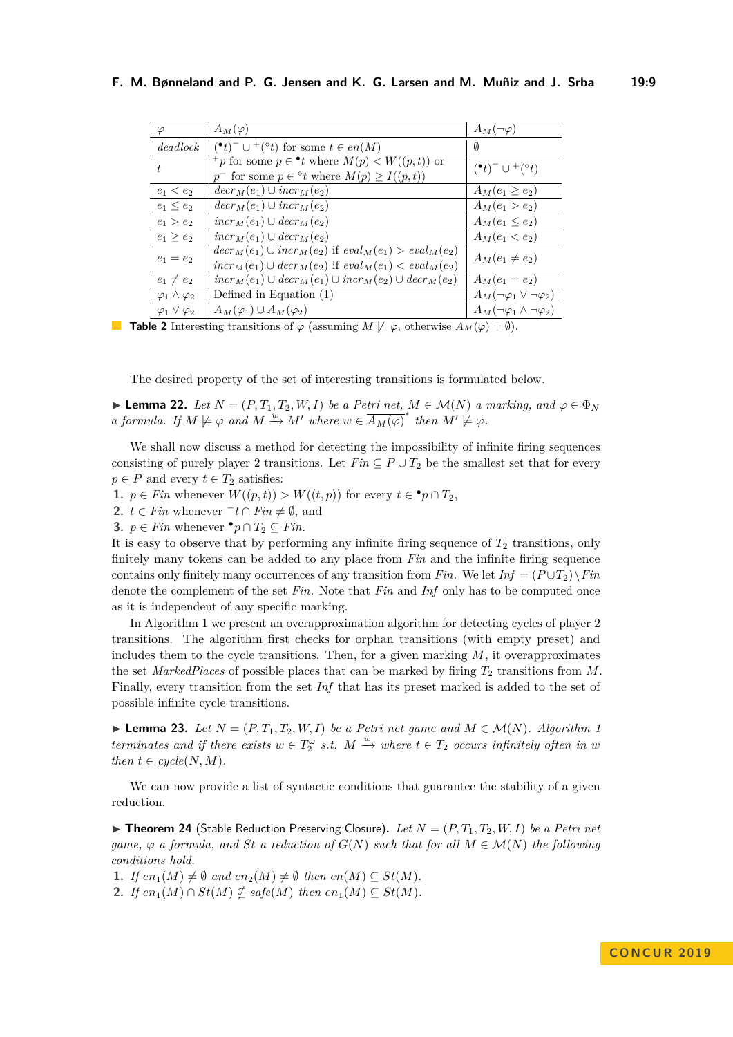| $\varphi$ | $A_M(\varphi)$ | $A_M(\neg\varphi)$ |
|---|---|---|
| *deadlock* | $({}^\bullet t)^- \cup {}^+({}^\circ t)$ for some $t \in en(M)$ | $\emptyset$ |
| $t$ | ${}^+p$ for some $p \in {}^\bullet t$ where $M(p) < W((p,t))$ or $p^-$ for some $p \in {}^\circ t$ where $M(p) \geq I((p,t))$ | $({}^\bullet t)^- \cup {}^+({}^\circ t)$ |
| $e_1 < e_2$ | $decr_M(e_1) \cup incr_M(e_2)$ | $A_M(e_1 \geq e_2)$ |
| $e_1 \leq e_2$ | $decr_M(e_1) \cup incr_M(e_2)$ | $A_M(e_1 > e_2)$ |
| $e_1 > e_2$ | $incr_M(e_1) \cup decr_M(e_2)$ | $A_M(e_1 \leq e_2)$ |
| $e_1 \geq e_2$ | $incr_M(e_1) \cup decr_M(e_2)$ | $A_M(e_1 < e_2)$ |
| $e_1 = e_2$ | $decr_M(e_1) \cup incr_M(e_2)$ if $eval_M(e_1) > eval_M(e_2)$ $incr_M(e_1) \cup decr_M(e_2)$ if $eval_M(e_1) < eval_M(e_2)$ | $A_M(e_1 \neq e_2)$ |
| $e_1 \neq e_2$ | $incr_M(e_1) \cup decr_M(e_1) \cup incr_M(e_2) \cup decr_M(e_2)$ | $A_M(e_1 = e_2)$ |
| $\varphi_1 \wedge \varphi_2$ | Defined in Equation (1) | $A_M(\neg\varphi_1 \vee \neg\varphi_2)$ |
| $\varphi_1 \vee \varphi_2$ | $A_M(\varphi_1) \cup A_M(\varphi_2)$ | $A_M(\neg\varphi_1 \wedge \neg\varphi_2)$ |

**Table 2** Interesting transitions of $\varphi$ (assuming $M \not\models \varphi$, otherwise $A_M(\varphi) = \emptyset$).

The desired property of the set of interesting transitions is formulated below.

▶ **Lemma 22.** *Let $N = (P, T_1, T_2, W, I)$ be a Petri net, $M \in \mathcal{M}(N)$ a marking, and $\varphi \in \Phi_N$ a formula. If $M \not\models \varphi$ and $M \xrightarrow{w} M'$ where $w \in \overline{A_M(\varphi)}^*$ then $M' \not\models \varphi$.*

We shall now discuss a method for detecting the impossibility of infinite firing sequences consisting of purely player 2 transitions. Let $Fin \subseteq P \cup T_2$ be the smallest set that for every $p \in P$ and every $t \in T_2$ satisfies:

1. $p \in Fin$ whenever $W((p,t)) > W((t,p))$ for every $t \in {}^\bullet p \cap T_2$,
2. $t \in Fin$ whenever ${}^-t \cap Fin \neq \emptyset$, and
3. $p \in Fin$ whenever ${}^\bullet p \cap T_2 \subseteq Fin$.

It is easy to observe that by performing any infinite firing sequence of $T_2$ transitions, only finitely many tokens can be added to any place from $Fin$ and the infinite firing sequence contains only finitely many occurrences of any transition from $Fin$. We let $Inf = (P \cup T_2) \setminus Fin$ denote the complement of the set $Fin$. Note that $Fin$ and $Inf$ only has to be computed once as it is independent of any specific marking.

In Algorithm 1 we present an overapproximation algorithm for detecting cycles of player 2 transitions. The algorithm first checks for orphan transitions (with empty preset) and includes them to the cycle transitions. Then, for a given marking $M$, it overapproximates the set *MarkedPlaces* of possible places that can be marked by firing $T_2$ transitions from $M$. Finally, every transition from the set $Inf$ that has its preset marked is added to the set of possible infinite cycle transitions.

▶ **Lemma 23.** *Let $N = (P, T_1, T_2, W, I)$ be a Petri net game and $M \in \mathcal{M}(N)$. Algorithm 1 terminates and if there exists $w \in T_2^\omega$ s.t. $M \xrightarrow{w}$ where $t \in T_2$ occurs infinitely often in $w$ then $t \in cycle(N, M)$.*

We can now provide a list of syntactic conditions that guarantee the stability of a given reduction.

▶ **Theorem 24** (Stable Reduction Preserving Closure). *Let $N = (P, T_1, T_2, W, I)$ be a Petri net game, $\varphi$ a formula, and $St$ a reduction of $G(N)$ such that for all $M \in \mathcal{M}(N)$ the following conditions hold.*

1. *If $en_1(M) \neq \emptyset$ and $en_2(M) \neq \emptyset$ then $en(M) \subseteq St(M)$.*
2. *If $en_1(M) \cap St(M) \not\subseteq safe(M)$ then $en_1(M) \subseteq St(M)$.*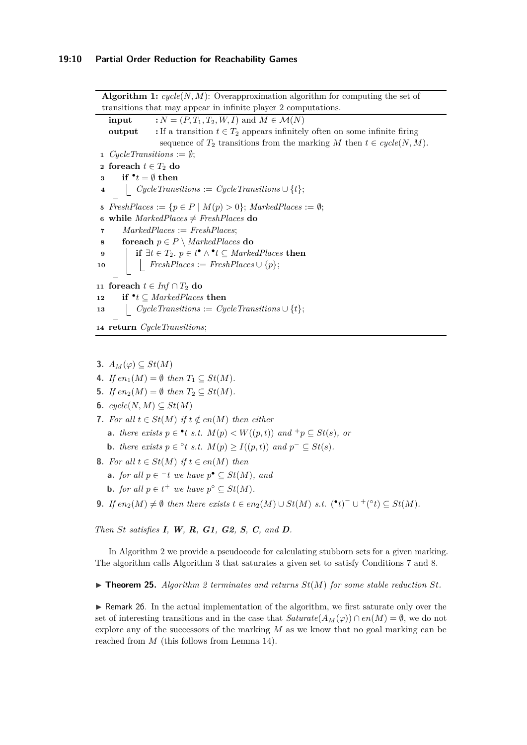**Algorithm 1:** $cycle(N, M)$: Overapproximation algorithm for computing the set of transitions that may appear in infinite player 2 computations.

**input** : $N = (P, T_1, T_2, W, I)$ and $M \in \mathcal{M}(N)$

**output** : If a transition $t \in T_2$ appears infinitely often on some infinite firing sequence of $T_2$ transitions from the marking $M$ then $t \in cycle(N, M)$.

```
1  CycleTransitions := ∅;
2  foreach t ∈ T_2 do
3      if •t = ∅ then
4          CycleTransitions := CycleTransitions ∪ {t};
5  FreshPlaces := {p ∈ P | M(p) > 0}; MarkedPlaces := ∅;
6  while MarkedPlaces ≠ FreshPlaces do
7      MarkedPlaces := FreshPlaces;
8      foreach p ∈ P \ MarkedPlaces do
9          if ∃t ∈ T_2. p ∈ t• ∧ •t ⊆ MarkedPlaces then
10             FreshPlaces := FreshPlaces ∪ {p};
11 foreach t ∈ Inf ∩ T_2 do
12     if •t ⊆ MarkedPlaces then
13         CycleTransitions := CycleTransitions ∪ {t};
14 return CycleTransitions;
```

**3.** $A_M(\varphi) \subseteq St(M)$

**4.** *If* $en_1(M) = \emptyset$ *then* $T_1 \subseteq St(M)$.

**5.** *If* $en_2(M) = \emptyset$ *then* $T_2 \subseteq St(M)$.

**6.** $cycle(N, M) \subseteq St(M)$

**7.** *For all* $t \in St(M)$ *if* $t \notin en(M)$ *then either*

  **a.** *there exists* $p \in {}^\bullet t$ *s.t.* $M(p) < W((p,t))$ *and* ${}^+p \subseteq St(s)$, *or*

  **b.** *there exists* $p \in {}^\circ t$ *s.t.* $M(p) \geq I((p,t))$ *and* $p^- \subseteq St(s)$.

**8.** *For all* $t \in St(M)$ *if* $t \in en(M)$ *then*

  **a.** *for all* $p \in {}^-t$ *we have* $p^\bullet \subseteq St(M)$, *and*

  **b.** *for all* $p \in t^+$ *we have* $p^\circ \subseteq St(M)$.

**9.** *If* $en_2(M) \neq \emptyset$ *then there exists* $t \in en_2(M) \cup St(M)$ *s.t.* $({}^\bullet t)^- \cup {}^+({}^\circ t) \subseteq St(M)$.

*Then St satisfies **I**, **W**, **R**, **G1**, **G2**, **S**, **C**, and **D**.*

In Algorithm 2 we provide a pseudocode for calculating stubborn sets for a given marking. The algorithm calls Algorithm 3 that saturates a given set to satisfy Conditions 7 and 8.

▶ **Theorem 25.** *Algorithm 2 terminates and returns* $St(M)$ *for some stable reduction* $St$.

▶ Remark 26. In the actual implementation of the algorithm, we first saturate only over the set of interesting transitions and in the case that $Saturate(A_M(\varphi)) \cap en(M) = \emptyset$, we do not explore any of the successors of the marking $M$ as we know that no goal marking can be reached from $M$ (this follows from Lemma 14).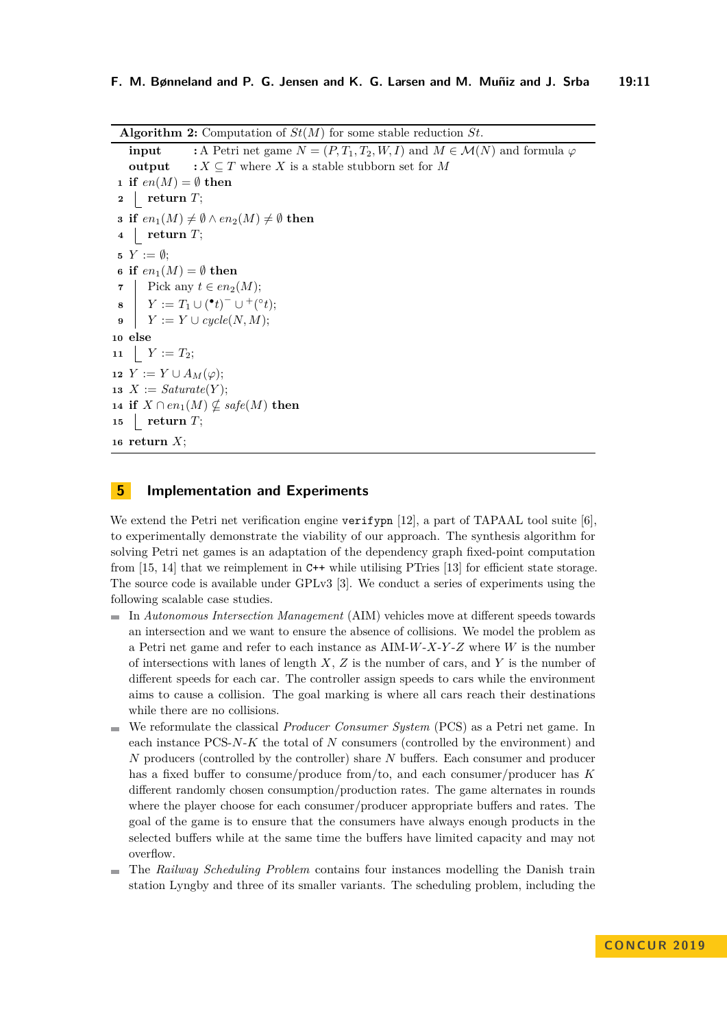**Algorithm 2:** Computation of $St(M)$ for some stable reduction $St$.

```
   input   : A Petri net game N = (P, T_1, T_2, W, I) and M ∈ 𝓜(N) and formula φ
   output  : X ⊆ T where X is a stable stubborn set for M
 1 if en(M) = ∅ then
 2   return T;
 3 if en_1(M) ≠ ∅ ∧ en_2(M) ≠ ∅ then
 4   return T;
 5 Y := ∅;
 6 if en_1(M) = ∅ then
 7   Pick any t ∈ en_2(M);
 8   Y := T_1 ∪ (•t)^- ∪ ^+(°t);
 9   Y := Y ∪ cycle(N, M);
10 else
11   Y := T_2;
12 Y := Y ∪ A_M(φ);
13 X := Saturate(Y);
14 if X ∩ en_1(M) ⊈ safe(M) then
15   return T;
16 return X;
```

## 5 Implementation and Experiments

We extend the Petri net verification engine `verifypn` [12], a part of TAPAAL tool suite [6], to experimentally demonstrate the viability of our approach. The synthesis algorithm for solving Petri net games is an adaptation of the dependency graph fixed-point computation from [15, 14] that we reimplement in `C++` while utilising PTries [13] for efficient state storage. The source code is available under GPLv3 [3]. We conduct a series of experiments using the following scalable case studies.

- In *Autonomous Intersection Management* (AIM) vehicles move at different speeds towards an intersection and we want to ensure the absence of collisions. We model the problem as a Petri net game and refer to each instance as AIM-$W$-$X$-$Y$-$Z$ where $W$ is the number of intersections with lanes of length $X$, $Z$ is the number of cars, and $Y$ is the number of different speeds for each car. The controller assign speeds to cars while the environment aims to cause a collision. The goal marking is where all cars reach their destinations while there are no collisions.
- We reformulate the classical *Producer Consumer System* (PCS) as a Petri net game. In each instance PCS-$N$-$K$ the total of $N$ consumers (controlled by the environment) and $N$ producers (controlled by the controller) share $N$ buffers. Each consumer and producer has a fixed buffer to consume/produce from/to, and each consumer/producer has $K$ different randomly chosen consumption/production rates. The game alternates in rounds where the player choose for each consumer/producer appropriate buffers and rates. The goal of the game is to ensure that the consumers have always enough products in the selected buffers while at the same time the buffers have limited capacity and may not overflow.
- The *Railway Scheduling Problem* contains four instances modelling the Danish train station Lyngby and three of its smaller variants. The scheduling problem, including the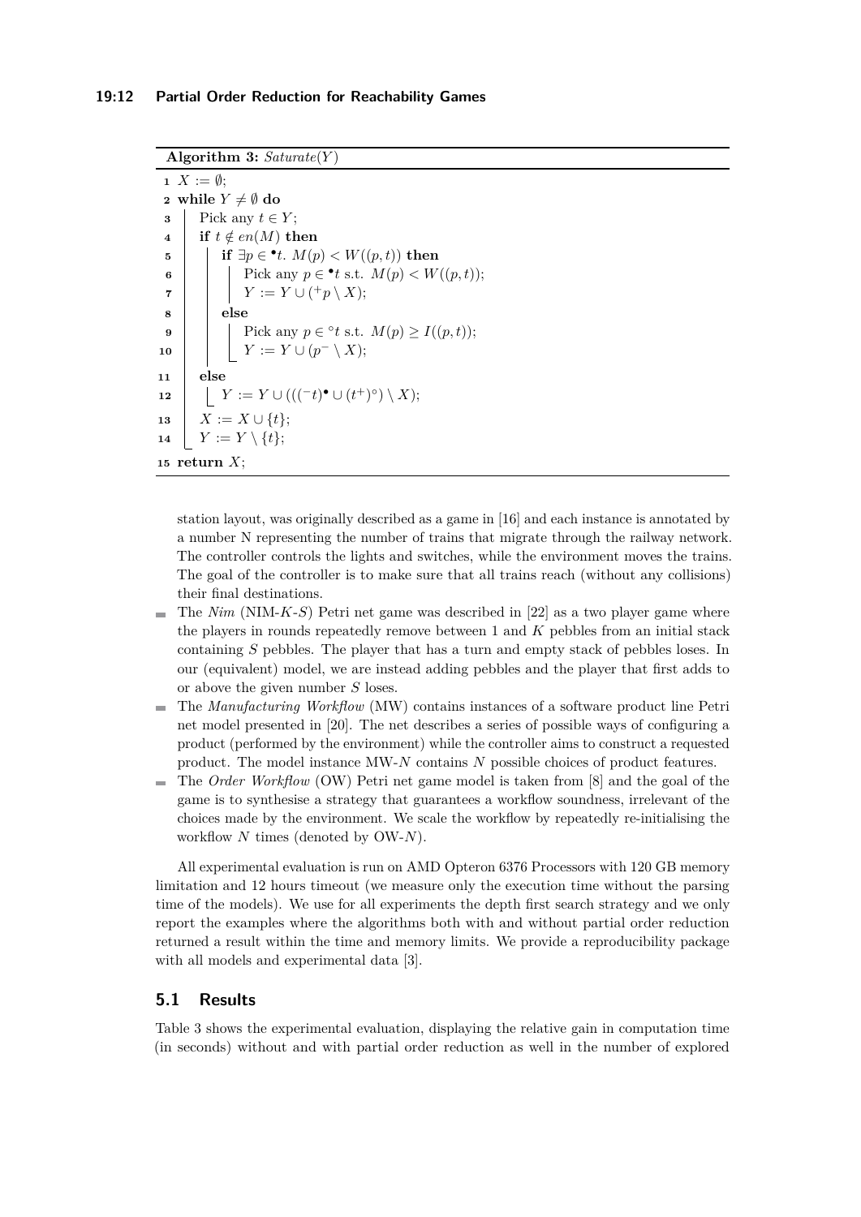**Algorithm 3:** *Saturate*($Y$)

```
1  X := ∅;
2  while Y ≠ ∅ do
3      Pick any t ∈ Y;
4      if t ∉ en(M) then
5          if ∃p ∈ •t. M(p) < W((p,t)) then
6              Pick any p ∈ •t s.t. M(p) < W((p,t));
7              Y := Y ∪ (+p \ X);
8          else
9              Pick any p ∈ °t s.t. M(p) ≥ I((p,t));
10             Y := Y ∪ (p− \ X);
11     else
12         Y := Y ∪ (((−t)• ∪ (t+)°) \ X);
13     X := X ∪ {t};
14     Y := Y \ {t};
15 return X;
```

station layout, was originally described as a game in [16] and each instance is annotated by a number N representing the number of trains that migrate through the railway network. The controller controls the lights and switches, while the environment moves the trains. The goal of the controller is to make sure that all trains reach (without any collisions) their final destinations.

- The *Nim* (NIM-$K$-$S$) Petri net game was described in [22] as a two player game where the players in rounds repeatedly remove between 1 and $K$ pebbles from an initial stack containing $S$ pebbles. The player that has a turn and empty stack of pebbles loses. In our (equivalent) model, we are instead adding pebbles and the player that first adds to or above the given number $S$ loses.
- The *Manufacturing Workflow* (MW) contains instances of a software product line Petri net model presented in [20]. The net describes a series of possible ways of configuring a product (performed by the environment) while the controller aims to construct a requested product. The model instance MW-$N$ contains $N$ possible choices of product features.
- The *Order Workflow* (OW) Petri net game model is taken from [8] and the goal of the game is to synthesise a strategy that guarantees a workflow soundness, irrelevant of the choices made by the environment. We scale the workflow by repeatedly re-initialising the workflow $N$ times (denoted by OW-$N$).

All experimental evaluation is run on AMD Opteron 6376 Processors with 120 GB memory limitation and 12 hours timeout (we measure only the execution time without the parsing time of the models). We use for all experiments the depth first search strategy and we only report the examples where the algorithms both with and without partial order reduction returned a result within the time and memory limits. We provide a reproducibility package with all models and experimental data [3].

## 5.1 Results

Table 3 shows the experimental evaluation, displaying the relative gain in computation time (in seconds) without and with partial order reduction as well in the number of explored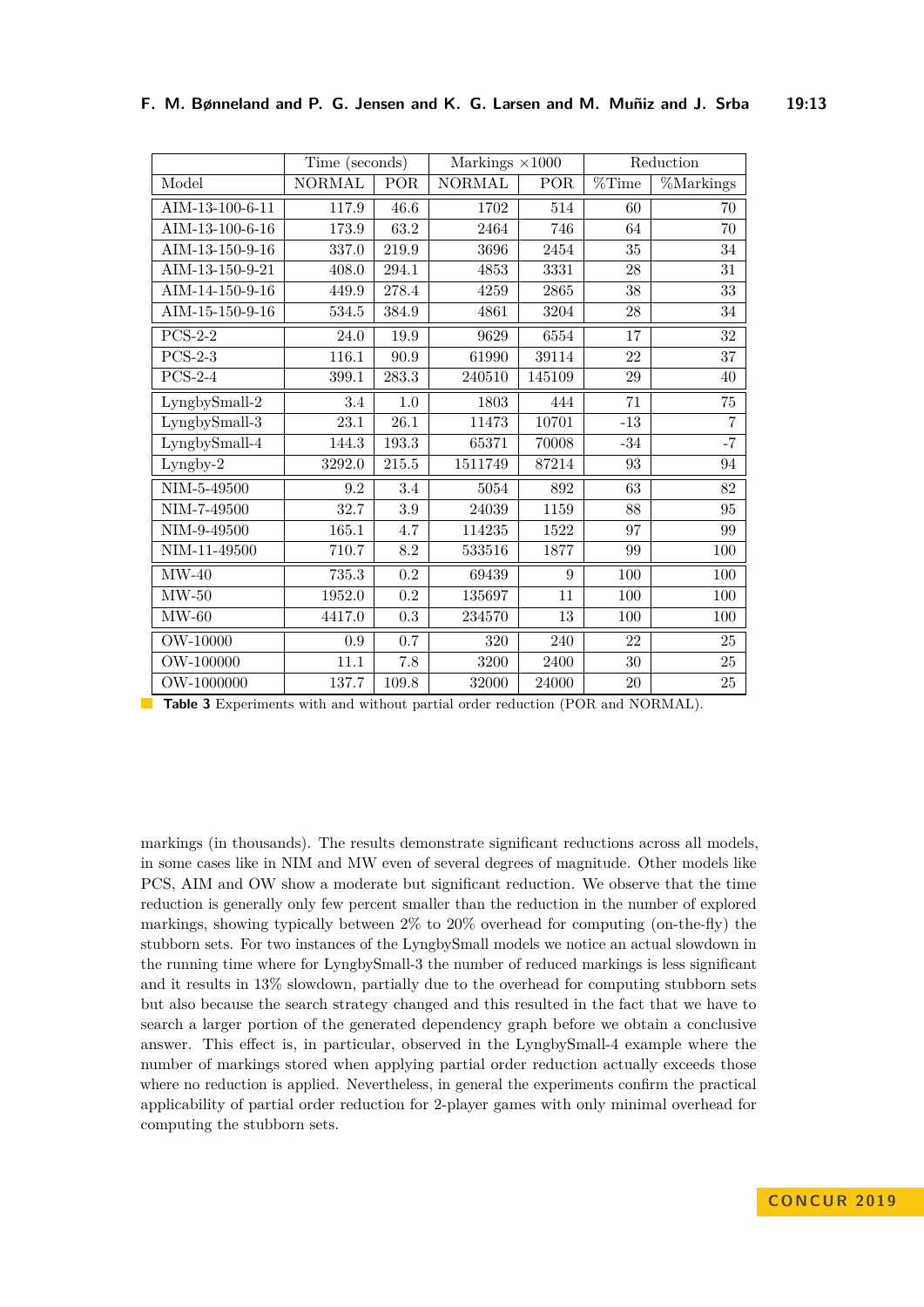| | Time (seconds) | | Markings ×1000 | | Reduction | |
|---|---|---|---|---|---|---|
| Model | NORMAL | POR | NORMAL | POR | %Time | %Markings |
| AIM-13-100-6-11 | 117.9 | 46.6 | 1702 | 514 | 60 | 70 |
| AIM-13-100-6-16 | 173.9 | 63.2 | 2464 | 746 | 64 | 70 |
| AIM-13-150-9-16 | 337.0 | 219.9 | 3696 | 2454 | 35 | 34 |
| AIM-13-150-9-21 | 408.0 | 294.1 | 4853 | 3331 | 28 | 31 |
| AIM-14-150-9-16 | 449.9 | 278.4 | 4259 | 2865 | 38 | 33 |
| AIM-15-150-9-16 | 534.5 | 384.9 | 4861 | 3204 | 28 | 34 |
| PCS-2-2 | 24.0 | 19.9 | 9629 | 6554 | 17 | 32 |
| PCS-2-3 | 116.1 | 90.9 | 61990 | 39114 | 22 | 37 |
| PCS-2-4 | 399.1 | 283.3 | 240510 | 145109 | 29 | 40 |
| LyngbySmall-2 | 3.4 | 1.0 | 1803 | 444 | 71 | 75 |
| LyngbySmall-3 | 23.1 | 26.1 | 11473 | 10701 | -13 | 7 |
| LyngbySmall-4 | 144.3 | 193.3 | 65371 | 70008 | -34 | -7 |
| Lyngby-2 | 3292.0 | 215.5 | 1511749 | 87214 | 93 | 94 |
| NIM-5-49500 | 9.2 | 3.4 | 5054 | 892 | 63 | 82 |
| NIM-7-49500 | 32.7 | 3.9 | 24039 | 1159 | 88 | 95 |
| NIM-9-49500 | 165.1 | 4.7 | 114235 | 1522 | 97 | 99 |
| NIM-11-49500 | 710.7 | 8.2 | 533516 | 1877 | 99 | 100 |
| MW-40 | 735.3 | 0.2 | 69439 | 9 | 100 | 100 |
| MW-50 | 1952.0 | 0.2 | 135697 | 11 | 100 | 100 |
| MW-60 | 4417.0 | 0.3 | 234570 | 13 | 100 | 100 |
| OW-10000 | 0.9 | 0.7 | 320 | 240 | 22 | 25 |
| OW-100000 | 11.1 | 7.8 | 3200 | 2400 | 30 | 25 |
| OW-1000000 | 137.7 | 109.8 | 32000 | 24000 | 20 | 25 |

**Table 3** Experiments with and without partial order reduction (POR and NORMAL).

markings (in thousands). The results demonstrate significant reductions across all models, in some cases like in NIM and MW even of several degrees of magnitude. Other models like PCS, AIM and OW show a moderate but significant reduction. We observe that the time reduction is generally only few percent smaller than the reduction in the number of explored markings, showing typically between 2% to 20% overhead for computing (on-the-fly) the stubborn sets. For two instances of the LyngbySmall models we notice an actual slowdown in the running time where for LyngbySmall-3 the number of reduced markings is less significant and it results in 13% slowdown, partially due to the overhead for computing stubborn sets but also because the search strategy changed and this resulted in the fact that we have to search a larger portion of the generated dependency graph before we obtain a conclusive answer. This effect is, in particular, observed in the LyngbySmall-4 example where the number of markings stored when applying partial order reduction actually exceeds those where no reduction is applied. Nevertheless, in general the experiments confirm the practical applicability of partial order reduction for 2-player games with only minimal overhead for computing the stubborn sets.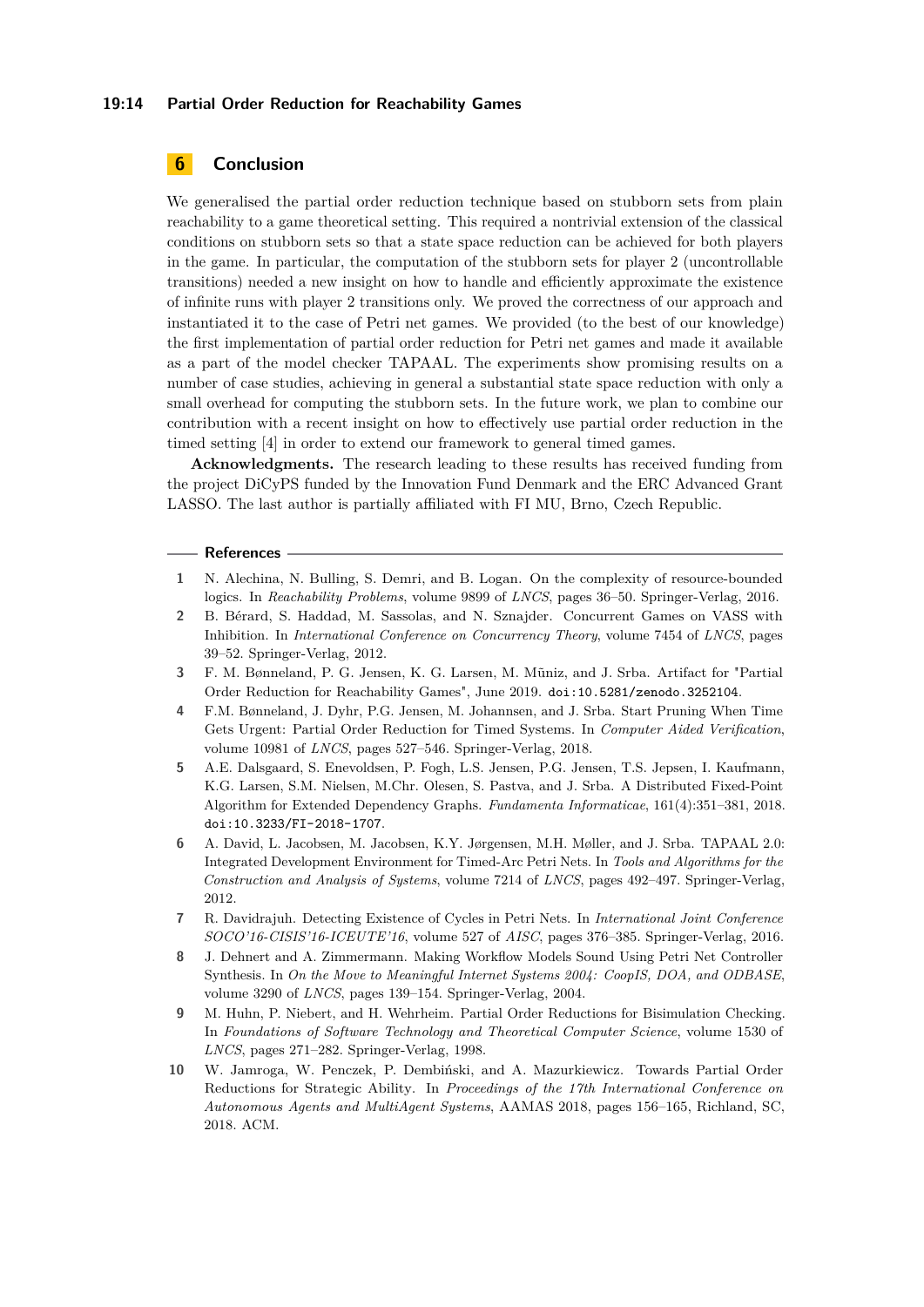## 6 Conclusion

We generalised the partial order reduction technique based on stubborn sets from plain reachability to a game theoretical setting. This required a nontrivial extension of the classical conditions on stubborn sets so that a state space reduction can be achieved for both players in the game. In particular, the computation of the stubborn sets for player 2 (uncontrollable transitions) needed a new insight on how to handle and efficiently approximate the existence of infinite runs with player 2 transitions only. We proved the correctness of our approach and instantiated it to the case of Petri net games. We provided (to the best of our knowledge) the first implementation of partial order reduction for Petri net games and made it available as a part of the model checker TAPAAL. The experiments show promising results on a number of case studies, achieving in general a substantial state space reduction with only a small overhead for computing the stubborn sets. In the future work, we plan to combine our contribution with a recent insight on how to effectively use partial order reduction in the timed setting [4] in order to extend our framework to general timed games.

**Acknowledgments.** The research leading to these results has received funding from the project DiCyPS funded by the Innovation Fund Denmark and the ERC Advanced Grant LASSO. The last author is partially affiliated with FI MU, Brno, Czech Republic.

### References

1. N. Alechina, N. Bulling, S. Demri, and B. Logan. On the complexity of resource-bounded logics. In *Reachability Problems*, volume 9899 of *LNCS*, pages 36–50. Springer-Verlag, 2016.
2. B. Bérard, S. Haddad, M. Sassolas, and N. Sznajder. Concurrent Games on VASS with Inhibition. In *International Conference on Concurrency Theory*, volume 7454 of *LNCS*, pages 39–52. Springer-Verlag, 2012.
3. F. M. Bønneland, P. G. Jensen, K. G. Larsen, M. Mũniz, and J. Srba. Artifact for "Partial Order Reduction for Reachability Games", June 2019. doi:10.5281/zenodo.3252104.
4. F.M. Bønneland, J. Dyhr, P.G. Jensen, M. Johannsen, and J. Srba. Start Pruning When Time Gets Urgent: Partial Order Reduction for Timed Systems. In *Computer Aided Verification*, volume 10981 of *LNCS*, pages 527–546. Springer-Verlag, 2018.
5. A.E. Dalsgaard, S. Enevoldsen, P. Fogh, L.S. Jensen, P.G. Jensen, T.S. Jepsen, I. Kaufmann, K.G. Larsen, S.M. Nielsen, M.Chr. Olesen, S. Pastva, and J. Srba. A Distributed Fixed-Point Algorithm for Extended Dependency Graphs. *Fundamenta Informaticae*, 161(4):351–381, 2018. doi:10.3233/FI-2018-1707.
6. A. David, L. Jacobsen, M. Jacobsen, K.Y. Jørgensen, M.H. Møller, and J. Srba. TAPAAL 2.0: Integrated Development Environment for Timed-Arc Petri Nets. In *Tools and Algorithms for the Construction and Analysis of Systems*, volume 7214 of *LNCS*, pages 492–497. Springer-Verlag, 2012.
7. R. Davidrajuh. Detecting Existence of Cycles in Petri Nets. In *International Joint Conference SOCO'16-CISIS'16-ICEUTE'16*, volume 527 of *AISC*, pages 376–385. Springer-Verlag, 2016.
8. J. Dehnert and A. Zimmermann. Making Workflow Models Sound Using Petri Net Controller Synthesis. In *On the Move to Meaningful Internet Systems 2004: CoopIS, DOA, and ODBASE*, volume 3290 of *LNCS*, pages 139–154. Springer-Verlag, 2004.
9. M. Huhn, P. Niebert, and H. Wehrheim. Partial Order Reductions for Bisimulation Checking. In *Foundations of Software Technology and Theoretical Computer Science*, volume 1530 of *LNCS*, pages 271–282. Springer-Verlag, 1998.
10. W. Jamroga, W. Penczek, P. Dembiński, and A. Mazurkiewicz. Towards Partial Order Reductions for Strategic Ability. In *Proceedings of the 17th International Conference on Autonomous Agents and MultiAgent Systems*, AAMAS 2018, pages 156–165, Richland, SC, 2018. ACM.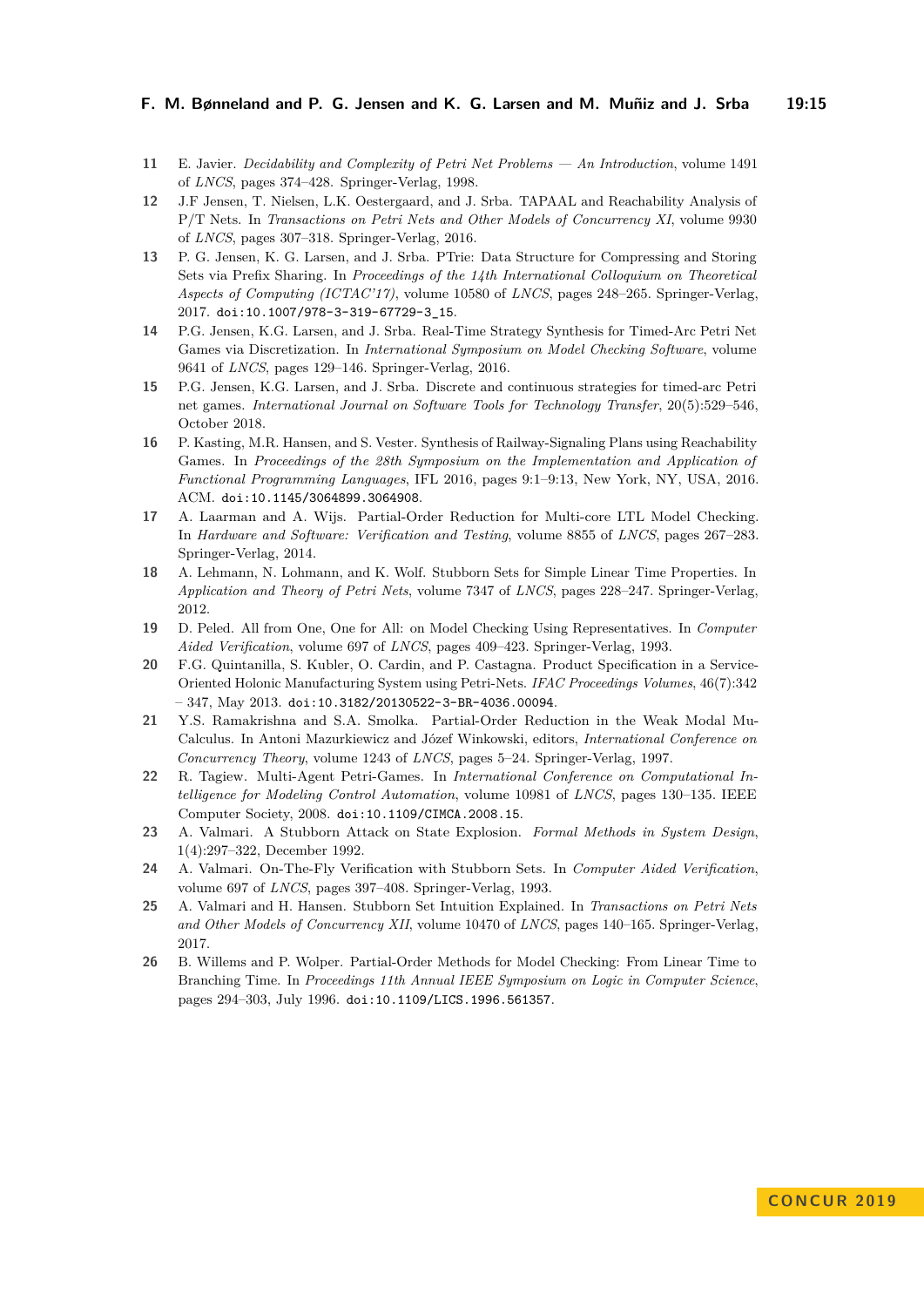11 E. Javier. *Decidability and Complexity of Petri Net Problems — An Introduction*, volume 1491 of *LNCS*, pages 374–428. Springer-Verlag, 1998.

12 J.F Jensen, T. Nielsen, L.K. Oestergaard, and J. Srba. TAPAAL and Reachability Analysis of P/T Nets. In *Transactions on Petri Nets and Other Models of Concurrency XI*, volume 9930 of *LNCS*, pages 307–318. Springer-Verlag, 2016.

13 P. G. Jensen, K. G. Larsen, and J. Srba. PTrie: Data Structure for Compressing and Storing Sets via Prefix Sharing. In *Proceedings of the 14th International Colloquium on Theoretical Aspects of Computing (ICTAC'17)*, volume 10580 of *LNCS*, pages 248–265. Springer-Verlag, 2017. doi:10.1007/978-3-319-67729-3_15.

14 P.G. Jensen, K.G. Larsen, and J. Srba. Real-Time Strategy Synthesis for Timed-Arc Petri Net Games via Discretization. In *International Symposium on Model Checking Software*, volume 9641 of *LNCS*, pages 129–146. Springer-Verlag, 2016.

15 P.G. Jensen, K.G. Larsen, and J. Srba. Discrete and continuous strategies for timed-arc Petri net games. *International Journal on Software Tools for Technology Transfer*, 20(5):529–546, October 2018.

16 P. Kasting, M.R. Hansen, and S. Vester. Synthesis of Railway-Signaling Plans using Reachability Games. In *Proceedings of the 28th Symposium on the Implementation and Application of Functional Programming Languages*, IFL 2016, pages 9:1–9:13, New York, NY, USA, 2016. ACM. doi:10.1145/3064899.3064908.

17 A. Laarman and A. Wijs. Partial-Order Reduction for Multi-core LTL Model Checking. In *Hardware and Software: Verification and Testing*, volume 8855 of *LNCS*, pages 267–283. Springer-Verlag, 2014.

18 A. Lehmann, N. Lohmann, and K. Wolf. Stubborn Sets for Simple Linear Time Properties. In *Application and Theory of Petri Nets*, volume 7347 of *LNCS*, pages 228–247. Springer-Verlag, 2012.

19 D. Peled. All from One, One for All: on Model Checking Using Representatives. In *Computer Aided Verification*, volume 697 of *LNCS*, pages 409–423. Springer-Verlag, 1993.

20 F.G. Quintanilla, S. Kubler, O. Cardin, and P. Castagna. Product Specification in a Service-Oriented Holonic Manufacturing System using Petri-Nets. *IFAC Proceedings Volumes*, 46(7):342 – 347, May 2013. doi:10.3182/20130522-3-BR-4036.00094.

21 Y.S. Ramakrishna and S.A. Smolka. Partial-Order Reduction in the Weak Modal Mu-Calculus. In Antoni Mazurkiewicz and Józef Winkowski, editors, *International Conference on Concurrency Theory*, volume 1243 of *LNCS*, pages 5–24. Springer-Verlag, 1997.

22 R. Tagiew. Multi-Agent Petri-Games. In *International Conference on Computational Intelligence for Modeling Control Automation*, volume 10981 of *LNCS*, pages 130–135. IEEE Computer Society, 2008. doi:10.1109/CIMCA.2008.15.

23 A. Valmari. A Stubborn Attack on State Explosion. *Formal Methods in System Design*, 1(4):297–322, December 1992.

24 A. Valmari. On-The-Fly Verification with Stubborn Sets. In *Computer Aided Verification*, volume 697 of *LNCS*, pages 397–408. Springer-Verlag, 1993.

25 A. Valmari and H. Hansen. Stubborn Set Intuition Explained. In *Transactions on Petri Nets and Other Models of Concurrency XII*, volume 10470 of *LNCS*, pages 140–165. Springer-Verlag, 2017.

26 B. Willems and P. Wolper. Partial-Order Methods for Model Checking: From Linear Time to Branching Time. In *Proceedings 11th Annual IEEE Symposium on Logic in Computer Science*, pages 294–303, July 1996. doi:10.1109/LICS.1996.561357.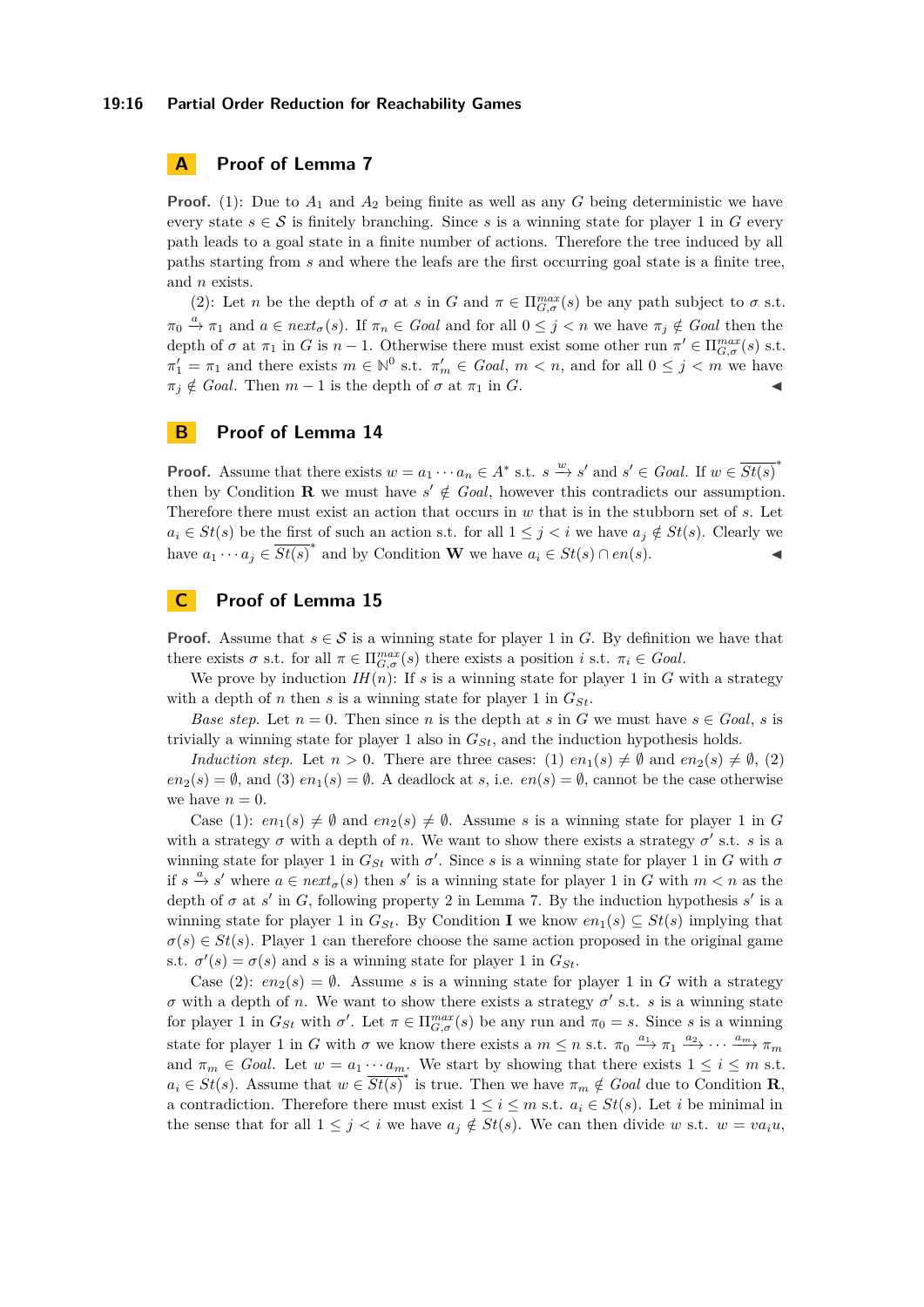## A Proof of Lemma 7

**Proof.** (1): Due to $A_1$ and $A_2$ being finite as well as any $G$ being deterministic we have every state $s \in \mathcal{S}$ is finitely branching. Since $s$ is a winning state for player 1 in $G$ every path leads to a goal state in a finite number of actions. Therefore the tree induced by all paths starting from $s$ and where the leafs are the first occurring goal state is a finite tree, and $n$ exists.

(2): Let $n$ be the depth of $\sigma$ at $s$ in $G$ and $\pi \in \Pi^{max}_{G,\sigma}(s)$ be any path subject to $\sigma$ s.t. $\pi_0 \xrightarrow{a} \pi_1$ and $a \in next_\sigma(s)$. If $\pi_n \in Goal$ and for all $0 \leq j < n$ we have $\pi_j \notin Goal$ then the depth of $\sigma$ at $\pi_1$ in $G$ is $n-1$. Otherwise there must exist some other run $\pi' \in \Pi^{max}_{G,\sigma}(s)$ s.t. $\pi'_1 = \pi_1$ and there exists $m \in \mathbb{N}^0$ s.t. $\pi'_m \in Goal$, $m < n$, and for all $0 \leq j < m$ we have $\pi_j \notin Goal$. Then $m-1$ is the depth of $\sigma$ at $\pi_1$ in $G$. ◀

## B Proof of Lemma 14

**Proof.** Assume that there exists $w = a_1 \cdots a_n \in A^*$ s.t. $s \xrightarrow{w} s'$ and $s' \in Goal$. If $w \in \overline{St(s)}^*$ then by Condition **R** we must have $s' \notin Goal$, however this contradicts our assumption. Therefore there must exist an action that occurs in $w$ that is in the stubborn set of $s$. Let $a_i \in St(s)$ be the first of such an action s.t. for all $1 \leq j < i$ we have $a_j \notin St(s)$. Clearly we have $a_1 \cdots a_j \in \overline{St(s)}^*$ and by Condition **W** we have $a_i \in St(s) \cap en(s)$. ◀

## C Proof of Lemma 15

**Proof.** Assume that $s \in \mathcal{S}$ is a winning state for player 1 in $G$. By definition we have that there exists $\sigma$ s.t. for all $\pi \in \Pi^{max}_{G,\sigma}(s)$ there exists a position $i$ s.t. $\pi_i \in Goal$.

We prove by induction $IH(n)$: If $s$ is a winning state for player 1 in $G$ with a strategy with a depth of $n$ then $s$ is a winning state for player 1 in $G_{St}$.

*Base step.* Let $n = 0$. Then since $n$ is the depth at $s$ in $G$ we must have $s \in Goal$, $s$ is trivially a winning state for player 1 also in $G_{St}$, and the induction hypothesis holds.

*Induction step.* Let $n > 0$. There are three cases: (1) $en_1(s) \neq \emptyset$ and $en_2(s) \neq \emptyset$, (2) $en_2(s) = \emptyset$, and (3) $en_1(s) = \emptyset$. A deadlock at $s$, i.e. $en(s) = \emptyset$, cannot be the case otherwise we have $n = 0$.

Case (1): $en_1(s) \neq \emptyset$ and $en_2(s) \neq \emptyset$. Assume $s$ is a winning state for player 1 in $G$ with a strategy $\sigma$ with a depth of $n$. We want to show there exists a strategy $\sigma'$ s.t. $s$ is a winning state for player 1 in $G_{St}$ with $\sigma'$. Since $s$ is a winning state for player 1 in $G$ with $\sigma$ if $s \xrightarrow{a} s'$ where $a \in next_\sigma(s)$ then $s'$ is a winning state for player 1 in $G$ with $m < n$ as the depth of $\sigma$ at $s'$ in $G$, following property 2 in Lemma 7. By the induction hypothesis $s'$ is a winning state for player 1 in $G_{St}$. By Condition **I** we know $en_1(s) \subseteq St(s)$ implying that $\sigma(s) \in St(s)$. Player 1 can therefore choose the same action proposed in the original game s.t. $\sigma'(s) = \sigma(s)$ and $s$ is a winning state for player 1 in $G_{St}$.

Case (2): $en_2(s) = \emptyset$. Assume $s$ is a winning state for player 1 in $G$ with a strategy $\sigma$ with a depth of $n$. We want to show there exists a strategy $\sigma'$ s.t. $s$ is a winning state for player 1 in $G_{St}$ with $\sigma'$. Let $\pi \in \Pi^{max}_{G,\sigma}(s)$ be any run and $\pi_0 = s$. Since $s$ is a winning state for player 1 in $G$ with $\sigma$ we know there exists a $m \leq n$ s.t. $\pi_0 \xrightarrow{a_1} \pi_1 \xrightarrow{a_2} \cdots \xrightarrow{a_m} \pi_m$ and $\pi_m \in Goal$. Let $w = a_1 \cdots a_m$. We start by showing that there exists $1 \leq i \leq m$ s.t. $a_i \in St(s)$. Assume that $w \in \overline{St(s)}^*$ is true. Then we have $\pi_m \notin Goal$ due to Condition **R**, a contradiction. Therefore there must exist $1 \leq i \leq m$ s.t. $a_i \in St(s)$. Let $i$ be minimal in the sense that for all $1 \leq j < i$ we have $a_j \notin St(s)$. We can then divide $w$ s.t. $w = va_iu$,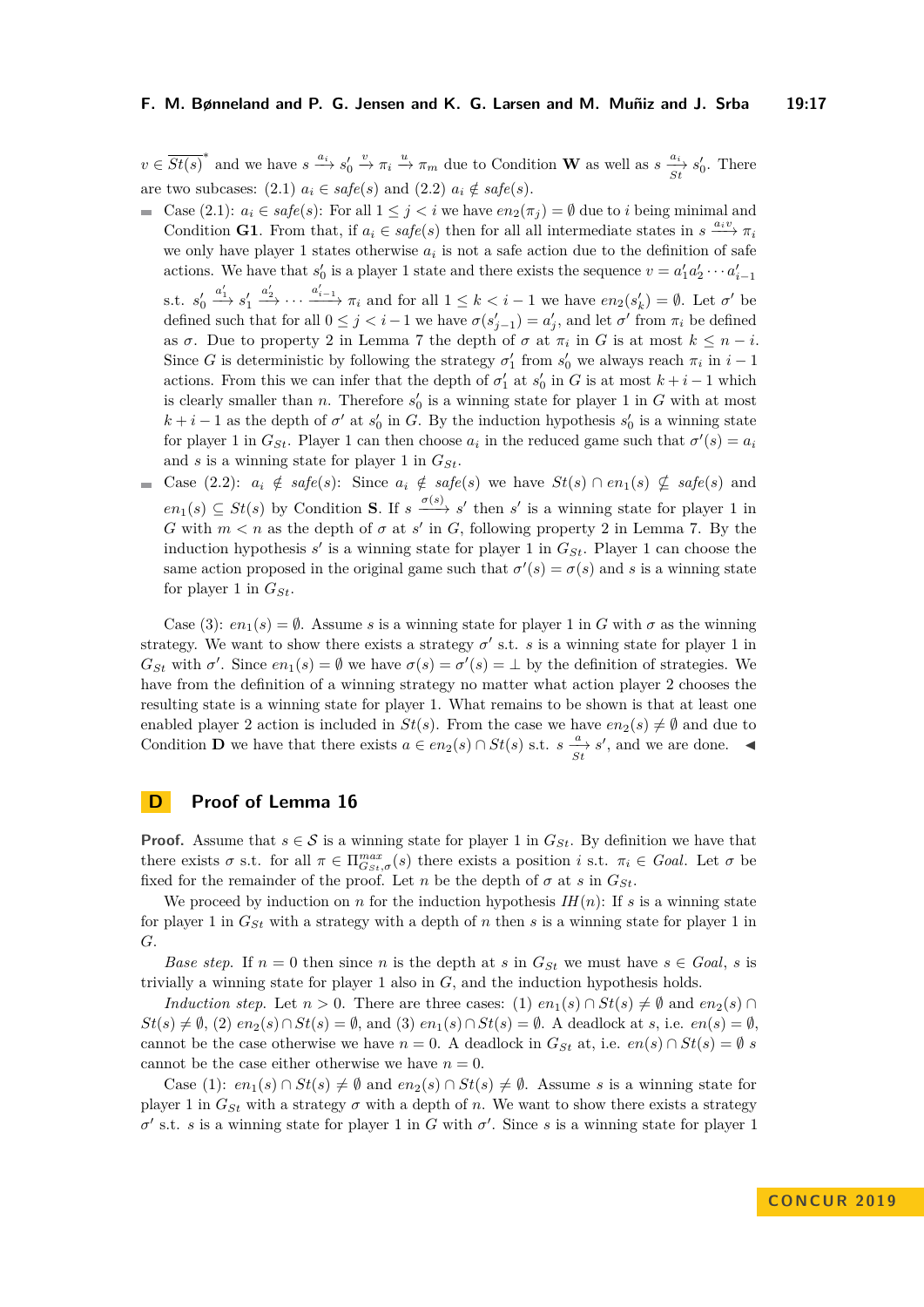$v \in \overline{St(s)}^*$ and we have $s \xrightarrow{a_i} s'_0 \xrightarrow{v} \pi_i \xrightarrow{u} \pi_m$ due to Condition **W** as well as $s \xrightarrow[St]{a_i} s'_0$. There are two subcases: (2.1) $a_i \in \mathit{safe}(s)$ and (2.2) $a_i \notin \mathit{safe}(s)$.

- Case (2.1): $a_i \in \mathit{safe}(s)$: For all $1 \leq j < i$ we have $en_2(\pi_j) = \emptyset$ due to $i$ being minimal and Condition **G1**. From that, if $a_i \in \mathit{safe}(s)$ then for all all intermediate states in $s \xrightarrow{a_i v} \pi_i$ we only have player 1 states otherwise $a_i$ is not a safe action due to the definition of safe actions. We have that $s'_0$ is a player 1 state and there exists the sequence $v = a'_1 a'_2 \cdots a'_{i-1}$ s.t. $s'_0 \xrightarrow{a'_1} s'_1 \xrightarrow{a'_2} \cdots \xrightarrow{a'_{i-1}} \pi_i$ and for all $1 \leq k < i-1$ we have $en_2(s'_k) = \emptyset$. Let $\sigma'$ be defined such that for all $0 \leq j < i-1$ we have $\sigma(s'_{j-1}) = a'_j$, and let $\sigma'$ from $\pi_i$ be defined as $\sigma$. Due to property 2 in Lemma 7 the depth of $\sigma$ at $\pi_i$ in $G$ is at most $k \leq n-i$. Since $G$ is deterministic by following the strategy $\sigma'_1$ from $s'_0$ we always reach $\pi_i$ in $i-1$ actions. From this we can infer that the depth of $\sigma'_1$ at $s'_0$ in $G$ is at most $k+i-1$ which is clearly smaller than $n$. Therefore $s'_0$ is a winning state for player 1 in $G$ with at most $k+i-1$ as the depth of $\sigma'$ at $s'_0$ in $G$. By the induction hypothesis $s'_0$ is a winning state for player 1 in $G_{St}$. Player 1 can then choose $a_i$ in the reduced game such that $\sigma'(s) = a_i$ and $s$ is a winning state for player 1 in $G_{St}$.
- Case (2.2): $a_i \notin \mathit{safe}(s)$: Since $a_i \notin \mathit{safe}(s)$ we have $St(s) \cap en_1(s) \nsubseteq \mathit{safe}(s)$ and $en_1(s) \subseteq St(s)$ by Condition **S**. If $s \xrightarrow{\sigma(s)} s'$ then $s'$ is a winning state for player 1 in $G$ with $m < n$ as the depth of $\sigma$ at $s'$ in $G$, following property 2 in Lemma 7. By the induction hypothesis $s'$ is a winning state for player 1 in $G_{St}$. Player 1 can choose the same action proposed in the original game such that $\sigma'(s) = \sigma(s)$ and $s$ is a winning state for player 1 in $G_{St}$.

Case (3): $en_1(s) = \emptyset$. Assume $s$ is a winning state for player 1 in $G$ with $\sigma$ as the winning strategy. We want to show there exists a strategy $\sigma'$ s.t. $s$ is a winning state for player 1 in $G_{St}$ with $\sigma'$. Since $en_1(s) = \emptyset$ we have $\sigma(s) = \sigma'(s) = \bot$ by the definition of strategies. We have from the definition of a winning strategy no matter what action player 2 chooses the resulting state is a winning state for player 1. What remains to be shown is that at least one enabled player 2 action is included in $St(s)$. From the case we have $en_2(s) \neq \emptyset$ and due to Condition **D** we have that there exists $a \in en_2(s) \cap St(s)$ s.t. $s \xrightarrow[St]{a} s'$, and we are done. ◀

## D Proof of Lemma 16

**Proof.** Assume that $s \in \mathcal{S}$ is a winning state for player 1 in $G_{St}$. By definition we have that there exists $\sigma$ s.t. for all $\pi \in \Pi^{max}_{G_{St},\sigma}(s)$ there exists a position $i$ s.t. $\pi_i \in \mathit{Goal}$. Let $\sigma$ be fixed for the remainder of the proof. Let $n$ be the depth of $\sigma$ at $s$ in $G_{St}$.

We proceed by induction on $n$ for the induction hypothesis $\mathit{IH}(n)$: If $s$ is a winning state for player 1 in $G_{St}$ with a strategy with a depth of $n$ then $s$ is a winning state for player 1 in $G$.

*Base step.* If $n = 0$ then since $n$ is the depth at $s$ in $G_{St}$ we must have $s \in \mathit{Goal}$, $s$ is trivially a winning state for player 1 also in $G$, and the induction hypothesis holds.

*Induction step.* Let $n > 0$. There are three cases: (1) $en_1(s) \cap St(s) \neq \emptyset$ and $en_2(s) \cap St(s) \neq \emptyset$, (2) $en_2(s) \cap St(s) = \emptyset$, and (3) $en_1(s) \cap St(s) = \emptyset$. A deadlock at $s$, i.e. $en(s) = \emptyset$, cannot be the case otherwise we have $n = 0$. A deadlock in $G_{St}$ at, i.e. $en(s) \cap St(s) = \emptyset$ $s$ cannot be the case either otherwise we have $n = 0$.

Case (1): $en_1(s) \cap St(s) \neq \emptyset$ and $en_2(s) \cap St(s) \neq \emptyset$. Assume $s$ is a winning state for player 1 in $G_{St}$ with a strategy $\sigma$ with a depth of $n$. We want to show there exists a strategy $\sigma'$ s.t. $s$ is a winning state for player 1 in $G$ with $\sigma'$. Since $s$ is a winning state for player 1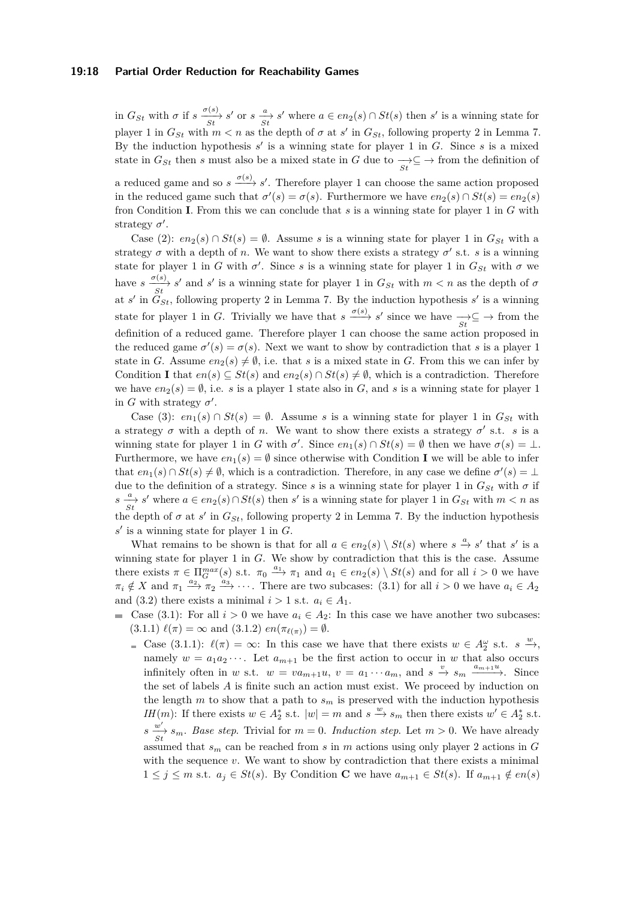in $G_{St}$ with $\sigma$ if $s \xrightarrow[St]{\sigma(s)} s'$ or $s \xrightarrow[St]{a} s'$ where $a \in en_2(s) \cap St(s)$ then $s'$ is a winning state for player 1 in $G_{St}$ with $m < n$ as the depth of $\sigma$ at $s'$ in $G_{St}$, following property 2 in Lemma 7. By the induction hypothesis $s'$ is a winning state for player 1 in $G$. Since $s$ is a mixed state in $G_{St}$ then $s$ must also be a mixed state in $G$ due to $\xrightarrow[St]{} \subseteq \rightarrow$ from the definition of a reduced game and so $s \xrightarrow{\sigma(s)} s'$. Therefore player 1 can choose the same action proposed in the reduced game such that $\sigma'(s) = \sigma(s)$. Furthermore we have $en_2(s) \cap St(s) = en_2(s)$ fron Condition **I**. From this we can conclude that $s$ is a winning state for player 1 in $G$ with strategy $\sigma'$.

Case (2): $en_2(s) \cap St(s) = \emptyset$. Assume $s$ is a winning state for player 1 in $G_{St}$ with a strategy $\sigma$ with a depth of $n$. We want to show there exists a strategy $\sigma'$ s.t. $s$ is a winning state for player 1 in $G$ with $\sigma'$. Since $s$ is a winning state for player 1 in $G_{St}$ with $\sigma$ we have $s \xrightarrow[St]{\sigma(s)} s'$ and $s'$ is a winning state for player 1 in $G_{St}$ with $m < n$ as the depth of $\sigma$ at $s'$ in $G_{St}$, following property 2 in Lemma 7. By the induction hypothesis $s'$ is a winning state for player 1 in $G$. Trivially we have that $s \xrightarrow{\sigma(s)} s'$ since we have $\xrightarrow[St]{} \subseteq \rightarrow$ from the definition of a reduced game. Therefore player 1 can choose the same action proposed in the reduced game $\sigma'(s) = \sigma(s)$. Next we want to show by contradiction that $s$ is a player 1 state in $G$. Assume $en_2(s) \neq \emptyset$, i.e. that $s$ is a mixed state in $G$. From this we can infer by Condition **I** that $en(s) \subseteq St(s)$ and $en_2(s) \cap St(s) \neq \emptyset$, which is a contradiction. Therefore we have $en_2(s) = \emptyset$, i.e. $s$ is a player 1 state also in $G$, and $s$ is a winning state for player 1 in $G$ with strategy $\sigma'$.

Case (3): $en_1(s) \cap St(s) = \emptyset$. Assume $s$ is a winning state for player 1 in $G_{St}$ with a strategy $\sigma$ with a depth of $n$. We want to show there exists a strategy $\sigma'$ s.t. $s$ is a winning state for player 1 in $G$ with $\sigma'$. Since $en_1(s) \cap St(s) = \emptyset$ then we have $\sigma(s) = \bot$. Furthermore, we have $en_1(s) = \emptyset$ since otherwise with Condition **I** we will be able to infer that $en_1(s) \cap St(s) \neq \emptyset$, which is a contradiction. Therefore, in any case we define $\sigma'(s) = \bot$ due to the definition of a strategy. Since $s$ is a winning state for player 1 in $G_{St}$ with $\sigma$ if $s \xrightarrow[St]{a} s'$ where $a \in en_2(s) \cap St(s)$ then $s'$ is a winning state for player 1 in $G_{St}$ with $m < n$ as the depth of $\sigma$ at $s'$ in $G_{St}$, following property 2 in Lemma 7. By the induction hypothesis $s'$ is a winning state for player 1 in $G$.

What remains to be shown is that for all $a \in en_2(s) \setminus St(s)$ where $s \xrightarrow{a} s'$ that $s'$ is a winning state for player 1 in $G$. We show by contradiction that this is the case. Assume there exists $\pi \in \Pi_G^{max}(s)$ s.t. $\pi_0 \xrightarrow{a_1} \pi_1$ and $a_1 \in en_2(s) \setminus St(s)$ and for all $i > 0$ we have $\pi_i \notin X$ and $\pi_1 \xrightarrow{a_2} \pi_2 \xrightarrow{a_3} \cdots$. There are two subcases: (3.1) for all $i > 0$ we have $a_i \in A_2$ and (3.2) there exists a minimal $i > 1$ s.t. $a_i \in A_1$.

- Case (3.1): For all $i > 0$ we have $a_i \in A_2$: In this case we have another two subcases: (3.1.1) $\ell(\pi) = \infty$ and (3.1.2) $en(\pi_{\ell(\pi)}) = \emptyset$.
  - Case (3.1.1): $\ell(\pi) = \infty$: In this case we have that there exists $w \in A_2^\omega$ s.t. $s \xrightarrow{w}$, namely $w = a_1 a_2 \cdots$. Let $a_{m+1}$ be the first action to occur in $w$ that also occurs infinitely often in $w$ s.t. $w = v a_{m+1} u$, $v = a_1 \cdots a_m$, and $s \xrightarrow{v} s_m \xrightarrow{a_{m+1} u}$. Since the set of labels $A$ is finite such an action must exist. We proceed by induction on the length $m$ to show that a path to $s_m$ is preserved with the induction hypothesis $IH(m)$: If there exists $w \in A_2^*$ s.t. $|w| = m$ and $s \xrightarrow{w} s_m$ then there exists $w' \in A_2^*$ s.t. $s \xrightarrow[St]{w'} s_m$. *Base step.* Trivial for $m = 0$. *Induction step.* Let $m > 0$. We have already assumed that $s_m$ can be reached from $s$ in $m$ actions using only player 2 actions in $G$ with the sequence $v$. We want to show by contradiction that there exists a minimal $1 \leq j \leq m$ s.t. $a_j \in St(s)$. By Condition **C** we have $a_{m+1} \in St(s)$. If $a_{m+1} \notin en(s)$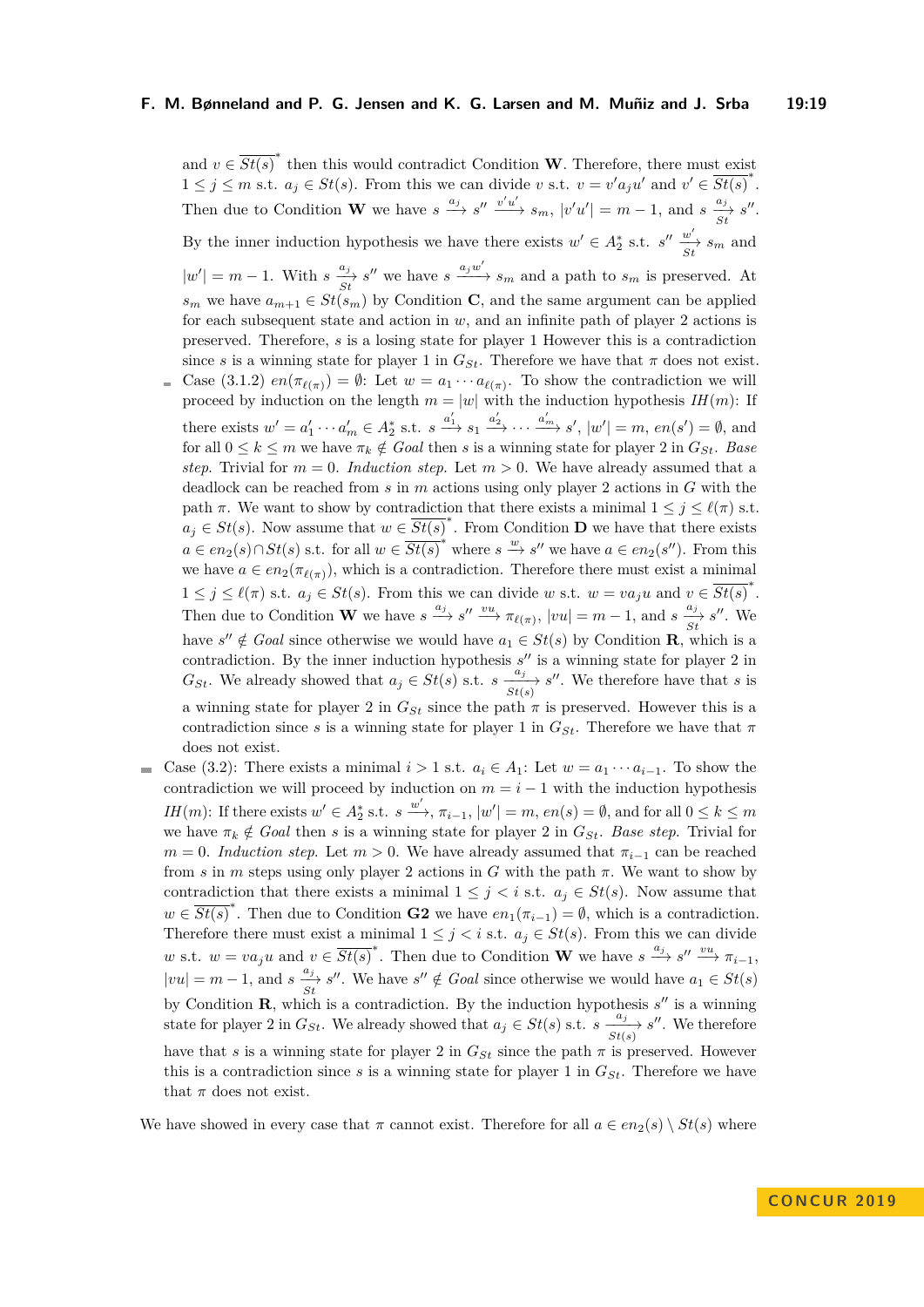and $v \in \overline{St(s)}^*$ then this would contradict Condition **W**. Therefore, there must exist $1 \leq j \leq m$ s.t. $a_j \in St(s)$. From this we can divide $v$ s.t. $v = v'a_ju'$ and $v' \in \overline{St(s)}^*$. Then due to Condition **W** we have $s \xrightarrow{a_j} s'' \xrightarrow{v'u'} s_m$, $|v'u'| = m-1$, and $s \xrightarrow[St]{a_j} s''$. By the inner induction hypothesis we have there exists $w' \in A_2^*$ s.t. $s'' \xrightarrow[St]{w'} s_m$ and $|w'| = m-1$. With $s \xrightarrow[St]{a_j} s''$ we have $s \xrightarrow{a_jw'} s_m$ and a path to $s_m$ is preserved. At $s_m$ we have $a_{m+1} \in St(s_m)$ by Condition **C**, and the same argument can be applied for each subsequent state and action in $w$, and an infinite path of player 2 actions is preserved. Therefore, $s$ is a losing state for player 1 However this is a contradiction since $s$ is a winning state for player 1 in $G_{St}$. Therefore we have that $\pi$ does not exist.

- Case (3.1.2) $en(\pi_{\ell(\pi)}) = \emptyset$: Let $w = a_1 \cdots a_{\ell(\pi)}$. To show the contradiction we will proceed by induction on the length $m = |w|$ with the induction hypothesis $IH(m)$: If there exists $w' = a'_1 \cdots a'_m \in A_2^*$ s.t. $s \xrightarrow{a'_1} s_1 \xrightarrow{a'_2} \cdots \xrightarrow{a'_m} s'$, $|w'| = m$, $en(s') = \emptyset$, and for all $0 \leq k \leq m$ we have $\pi_k \notin Goal$ then $s$ is a winning state for player 2 in $G_{St}$. *Base step.* Trivial for $m = 0$. *Induction step.* Let $m > 0$. We have already assumed that a deadlock can be reached from $s$ in $m$ actions using only player 2 actions in $G$ with the path $\pi$. We want to show by contradiction that there exists a minimal $1 \leq j \leq \ell(\pi)$ s.t. $a_j \in St(s)$. Now assume that $w \in \overline{St(s)}^*$. From Condition **D** we have that there exists $a \in en_2(s) \cap St(s)$ s.t. for all $w \in \overline{St(s)}^*$ where $s \xrightarrow{w} s''$ we have $a \in en_2(s'')$. From this we have $a \in en_2(\pi_{\ell(\pi)})$, which is a contradiction. Therefore there must exist a minimal $1 \leq j \leq \ell(\pi)$ s.t. $a_j \in St(s)$. From this we can divide $w$ s.t. $w = va_ju$ and $v \in \overline{St(s)}^*$. Then due to Condition **W** we have $s \xrightarrow{a_j} s'' \xrightarrow{vu} \pi_{\ell(\pi)}$, $|vu| = m-1$, and $s \xrightarrow[St]{a_j} s''$. We have $s'' \notin Goal$ since otherwise we would have $a_1 \in St(s)$ by Condition **R**, which is a contradiction. By the inner induction hypothesis $s''$ is a winning state for player 2 in $G_{St}$. We already showed that $a_j \in St(s)$ s.t. $s \xrightarrow[St(s)]{a_j} s''$. We therefore have that $s$ is a winning state for player 2 in $G_{St}$ since the path $\pi$ is preserved. However this is a contradiction since $s$ is a winning state for player 1 in $G_{St}$. Therefore we have that $\pi$ does not exist.

- Case (3.2): There exists a minimal $i > 1$ s.t. $a_i \in A_1$: Let $w = a_1 \cdots a_{i-1}$. To show the contradiction we will proceed by induction on $m = i-1$ with the induction hypothesis $IH(m)$: If there exists $w' \in A_2^*$ s.t. $s \xrightarrow{w'} \pi_{i-1}$, $|w'| = m$, $en(s) = \emptyset$, and for all $0 \leq k \leq m$ we have $\pi_k \notin Goal$ then $s$ is a winning state for player 2 in $G_{St}$. *Base step.* Trivial for $m = 0$. *Induction step.* Let $m > 0$. We have already assumed that $\pi_{i-1}$ can be reached from $s$ in $m$ steps using only player 2 actions in $G$ with the path $\pi$. We want to show by contradiction that there exists a minimal $1 \leq j < i$ s.t. $a_j \in St(s)$. Now assume that $w \in \overline{St(s)}^*$. Then due to Condition **G2** we have $en_1(\pi_{i-1}) = \emptyset$, which is a contradiction. Therefore there must exist a minimal $1 \leq j < i$ s.t. $a_j \in St(s)$. From this we can divide $w$ s.t. $w = va_ju$ and $v \in \overline{St(s)}^*$. Then due to Condition **W** we have $s \xrightarrow{a_j} s'' \xrightarrow{vu} \pi_{i-1}$, $|vu| = m-1$, and $s \xrightarrow[St]{a_j} s''$. We have $s'' \notin Goal$ since otherwise we would have $a_1 \in St(s)$ by Condition **R**, which is a contradiction. By the induction hypothesis $s''$ is a winning state for player 2 in $G_{St}$. We already showed that $a_j \in St(s)$ s.t. $s \xrightarrow[St(s)]{a_j} s''$. We therefore have that $s$ is a winning state for player 2 in $G_{St}$ since the path $\pi$ is preserved. However this is a contradiction since $s$ is a winning state for player 1 in $G_{St}$. Therefore we have that $\pi$ does not exist.

We have showed in every case that $\pi$ cannot exist. Therefore for all $a \in en_2(s) \setminus St(s)$ where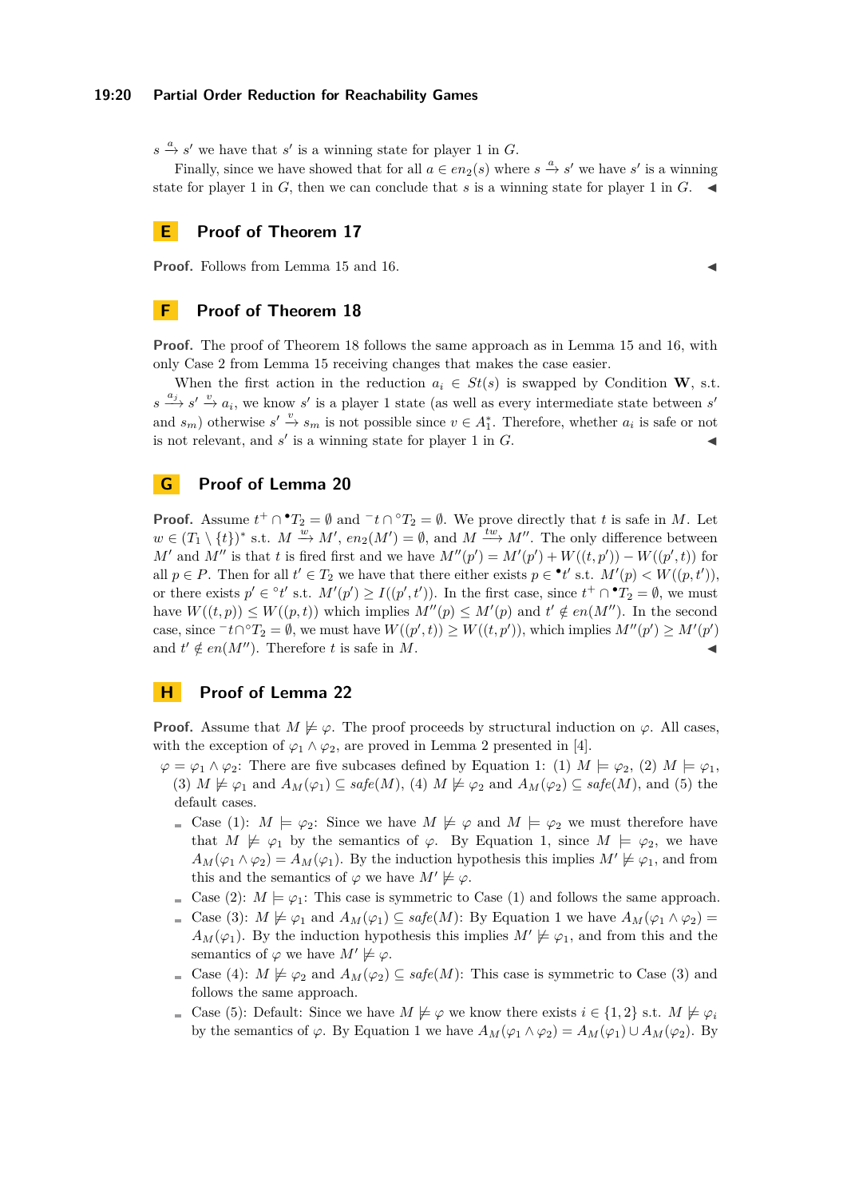$s \xrightarrow{a} s'$ we have that $s'$ is a winning state for player 1 in $G$.

Finally, since we have showed that for all $a \in en_2(s)$ where $s \xrightarrow{a} s'$ we have $s'$ is a winning state for player 1 in $G$, then we can conclude that $s$ is a winning state for player 1 in $G$. ◀

# E Proof of Theorem 17

**Proof.** Follows from Lemma 15 and 16. ◀

# F Proof of Theorem 18

**Proof.** The proof of Theorem 18 follows the same approach as in Lemma 15 and 16, with only Case 2 from Lemma 15 receiving changes that makes the case easier.

When the first action in the reduction $a_i \in St(s)$ is swapped by Condition **W**, s.t. $s \xrightarrow{a_j} s' \xrightarrow{v} a_i$, we know $s'$ is a player 1 state (as well as every intermediate state between $s'$ and $s_m$) otherwise $s' \xrightarrow{v} s_m$ is not possible since $v \in A_1^*$. Therefore, whether $a_i$ is safe or not is not relevant, and $s'$ is a winning state for player 1 in $G$. ◀

# G Proof of Lemma 20

**Proof.** Assume $t^+ \cap {}^\bullet T_2 = \emptyset$ and ${}^-t \cap {}^\circ T_2 = \emptyset$. We prove directly that $t$ is safe in $M$. Let $w \in (T_1 \setminus \{t\})^*$ s.t. $M \xrightarrow{w} M'$, $en_2(M') = \emptyset$, and $M \xrightarrow{tw} M''$. The only difference between $M'$ and $M''$ is that $t$ is fired first and we have $M''(p') = M'(p') + W((t, p')) - W((p', t))$ for all $p \in P$. Then for all $t' \in T_2$ we have that there either exists $p \in {}^\bullet t'$ s.t. $M'(p) < W((p, t'))$, or there exists $p' \in {}^\circ t'$ s.t. $M'(p') \geq I((p', t'))$. In the first case, since $t^+ \cap {}^\bullet T_2 = \emptyset$, we must have $W((t, p)) \leq W((p, t))$ which implies $M''(p) \leq M'(p)$ and $t' \notin en(M'')$. In the second case, since ${}^-t \cap {}^\circ T_2 = \emptyset$, we must have $W((p', t)) \geq W((t, p'))$, which implies $M''(p') \geq M'(p')$ and $t' \notin en(M'')$. Therefore $t$ is safe in $M$. ◀

# H Proof of Lemma 22

**Proof.** Assume that $M \not\models \varphi$. The proof proceeds by structural induction on $\varphi$. All cases, with the exception of $\varphi_1 \wedge \varphi_2$, are proved in Lemma 2 presented in [4].

- $\varphi = \varphi_1 \wedge \varphi_2$: There are five subcases defined by Equation 1: (1) $M \models \varphi_2$, (2) $M \models \varphi_1$, (3) $M \not\models \varphi_1$ and $A_M(\varphi_1) \subseteq \mathit{safe}(M)$, (4) $M \not\models \varphi_2$ and $A_M(\varphi_2) \subseteq \mathit{safe}(M)$, and (5) the default cases.
  - Case (1): $M \models \varphi_2$: Since we have $M \not\models \varphi$ and $M \models \varphi_2$ we must therefore have that $M \not\models \varphi_1$ by the semantics of $\varphi$. By Equation 1, since $M \models \varphi_2$, we have $A_M(\varphi_1 \wedge \varphi_2) = A_M(\varphi_1)$. By the induction hypothesis this implies $M' \not\models \varphi_1$, and from this and the semantics of $\varphi$ we have $M' \not\models \varphi$.
  - Case (2): $M \models \varphi_1$: This case is symmetric to Case (1) and follows the same approach.
  - Case (3): $M \not\models \varphi_1$ and $A_M(\varphi_1) \subseteq \mathit{safe}(M)$: By Equation 1 we have $A_M(\varphi_1 \wedge \varphi_2) = A_M(\varphi_1)$. By the induction hypothesis this implies $M' \not\models \varphi_1$, and from this and the semantics of $\varphi$ we have $M' \not\models \varphi$.
  - Case (4): $M \not\models \varphi_2$ and $A_M(\varphi_2) \subseteq \mathit{safe}(M)$: This case is symmetric to Case (3) and follows the same approach.
  - Case (5): Default: Since we have $M \not\models \varphi$ we know there exists $i \in \{1, 2\}$ s.t. $M \not\models \varphi_i$ by the semantics of $\varphi$. By Equation 1 we have $A_M(\varphi_1 \wedge \varphi_2) = A_M(\varphi_1) \cup A_M(\varphi_2)$. By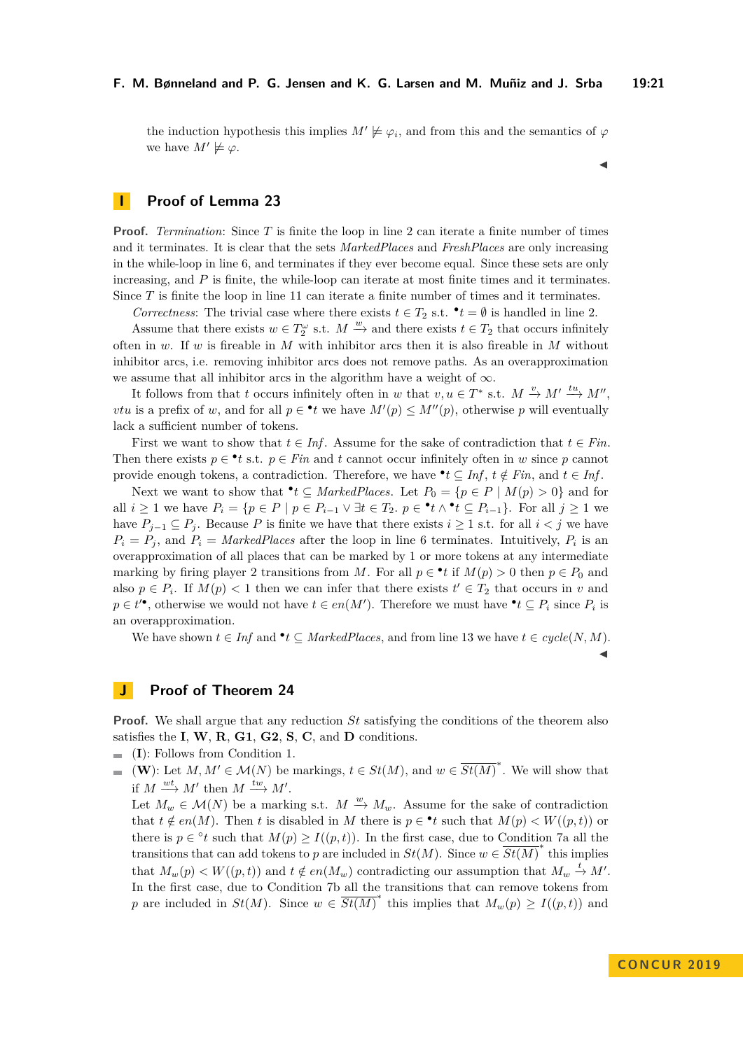the induction hypothesis this implies $M' \not\models \varphi_i$, and from this and the semantics of $\varphi$ we have $M' \not\models \varphi$.

◀

# I Proof of Lemma 23

**Proof.** *Termination*: Since $T$ is finite the loop in line 2 can iterate a finite number of times and it terminates. It is clear that the sets *MarkedPlaces* and *FreshPlaces* are only increasing in the while-loop in line 6, and terminates if they ever become equal. Since these sets are only increasing, and $P$ is finite, the while-loop can iterate at most finite times and it terminates. Since $T$ is finite the loop in line 11 can iterate a finite number of times and it terminates.

*Correctness*: The trivial case where there exists $t \in T_2$ s.t. ${}^\bullet t = \emptyset$ is handled in line 2.

Assume that there exists $w \in T_2^\omega$ s.t. $M \xrightarrow{w}$ and there exists $t \in T_2$ that occurs infinitely often in $w$. If $w$ is fireable in $M$ with inhibitor arcs then it is also fireable in $M$ without inhibitor arcs, i.e. removing inhibitor arcs does not remove paths. As an overapproximation we assume that all inhibitor arcs in the algorithm have a weight of $\infty$.

It follows from that $t$ occurs infinitely often in $w$ that $v, u \in T^*$ s.t. $M \xrightarrow{v} M' \xrightarrow{tu} M''$, $vtu$ is a prefix of $w$, and for all $p \in {}^\bullet t$ we have $M'(p) \leq M''(p)$, otherwise $p$ will eventually lack a sufficient number of tokens.

First we want to show that $t \in \mathit{Inf}$. Assume for the sake of contradiction that $t \in \mathit{Fin}$. Then there exists $p \in {}^\bullet t$ s.t. $p \in \mathit{Fin}$ and $t$ cannot occur infinitely often in $w$ since $p$ cannot provide enough tokens, a contradiction. Therefore, we have ${}^\bullet t \subseteq \mathit{Inf}$, $t \notin \mathit{Fin}$, and $t \in \mathit{Inf}$.

Next we want to show that ${}^\bullet t \subseteq \mathit{MarkedPlaces}$. Let $P_0 = \{p \in P \mid M(p) > 0\}$ and for all $i \geq 1$ we have $P_i = \{p \in P \mid p \in P_{i-1} \vee \exists t \in T_2.\ p \in {}^\bullet t \wedge {}^\bullet t \subseteq P_{i-1}\}$. For all $j \geq 1$ we have $P_{j-1} \subseteq P_j$. Because $P$ is finite we have that there exists $i \geq 1$ s.t. for all $i < j$ we have $P_i = P_j$, and $P_i = \mathit{MarkedPlaces}$ after the loop in line 6 terminates. Intuitively, $P_i$ is an overapproximation of all places that can be marked by 1 or more tokens at any intermediate marking by firing player 2 transitions from $M$. For all $p \in {}^\bullet t$ if $M(p) > 0$ then $p \in P_0$ and also $p \in P_i$. If $M(p) < 1$ then we can infer that there exists $t' \in T_2$ that occurs in $v$ and $p \in t'^\bullet$, otherwise we would not have $t \in en(M')$. Therefore we must have ${}^\bullet t \subseteq P_i$ since $P_i$ is an overapproximation.

We have shown $t \in \mathit{Inf}$ and ${}^\bullet t \subseteq \mathit{MarkedPlaces}$, and from line 13 we have $t \in cycle(N, M)$.

◀

# J Proof of Theorem 24

**Proof.** We shall argue that any reduction $St$ satisfying the conditions of the theorem also satisfies the **I**, **W**, **R**, **G1**, **G2**, **S**, **C**, and **D** conditions.

- (**I**): Follows from Condition 1.
- (**W**): Let $M, M' \in \mathcal{M}(N)$ be markings, $t \in St(M)$, and $w \in \overline{St(M)}^*$. We will show that if $M \xrightarrow{wt} M'$ then $M \xrightarrow{tw} M'$.

  Let $M_w \in \mathcal{M}(N)$ be a marking s.t. $M \xrightarrow{w} M_w$. Assume for the sake of contradiction that $t \notin en(M)$. Then $t$ is disabled in $M$ there is $p \in {}^\bullet t$ such that $M(p) < W((p,t))$ or there is $p \in {}^\circ t$ such that $M(p) \geq I((p,t))$. In the first case, due to Condition 7a all the transitions that can add tokens to $p$ are included in $St(M)$. Since $w \in \overline{St(M)}^*$ this implies that $M_w(p) < W((p,t))$ and $t \notin en(M_w)$ contradicting our assumption that $M_w \xrightarrow{t} M'$. In the first case, due to Condition 7b all the transitions that can remove tokens from $p$ are included in $St(M)$. Since $w \in \overline{St(M)}^*$ this implies that $M_w(p) \geq I((p,t))$ and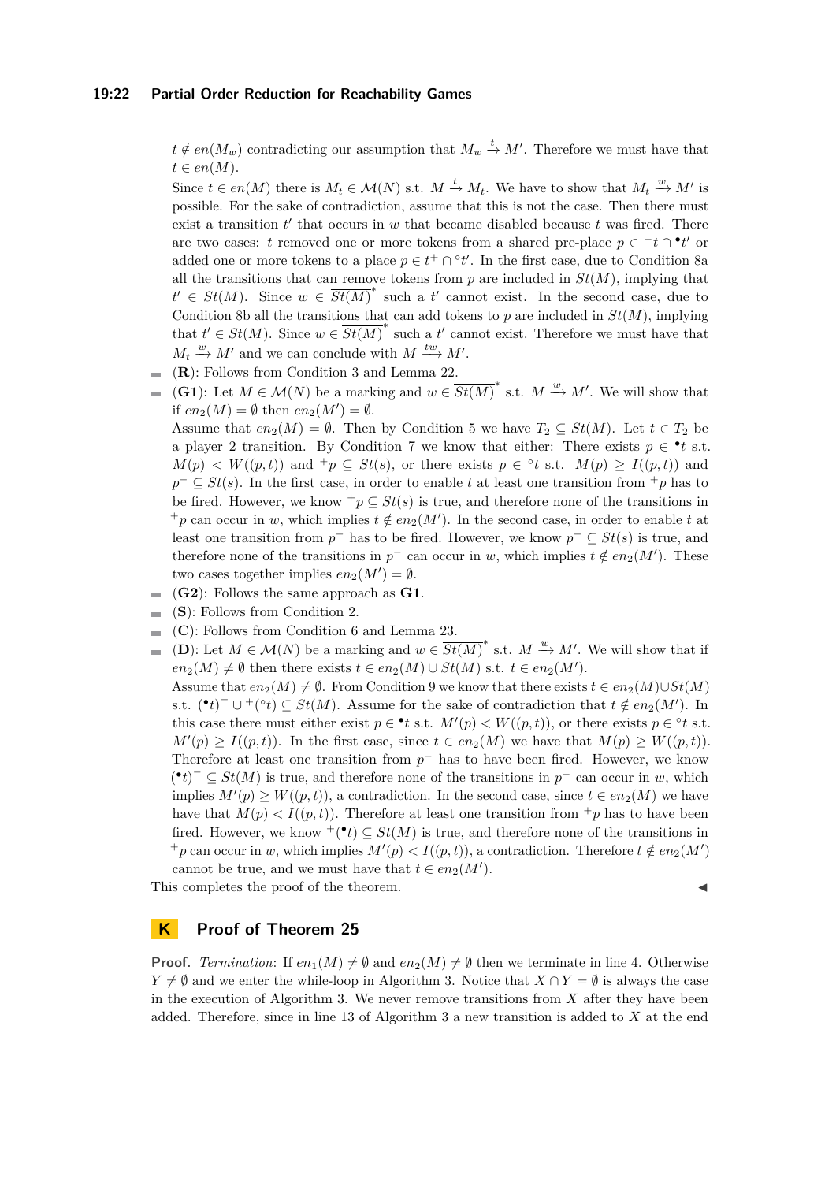$t \notin en(M_w)$ contradicting our assumption that $M_w \xrightarrow{t} M'$. Therefore we must have that $t \in en(M)$.

Since $t \in en(M)$ there is $M_t \in \mathcal{M}(N)$ s.t. $M \xrightarrow{t} M_t$. We have to show that $M_t \xrightarrow{w} M'$ is possible. For the sake of contradiction, assume that this is not the case. Then there must exist a transition $t'$ that occurs in $w$ that became disabled because $t$ was fired. There are two cases: $t$ removed one or more tokens from a shared pre-place $p \in {}^-t \cap {}^\bullet t'$ or added one or more tokens to a place $p \in t^+ \cap {}^\circ t'$. In the first case, due to Condition 8a all the transitions that can remove tokens from $p$ are included in $St(M)$, implying that $t' \in St(M)$. Since $w \in \overline{St(M)}^*$ such a $t'$ cannot exist. In the second case, due to Condition 8b all the transitions that can add tokens to $p$ are included in $St(M)$, implying that $t' \in St(M)$. Since $w \in \overline{St(M)}^*$ such a $t'$ cannot exist. Therefore we must have that $M_t \xrightarrow{w} M'$ and we can conclude with $M \xrightarrow{tw} M'$.

- (**R**): Follows from Condition 3 and Lemma 22.
- (**G1**): Let $M \in \mathcal{M}(N)$ be a marking and $w \in \overline{St(M)}^*$ s.t. $M \xrightarrow{w} M'$. We will show that if $en_2(M) = \emptyset$ then $en_2(M') = \emptyset$.
  Assume that $en_2(M) = \emptyset$. Then by Condition 5 we have $T_2 \subseteq St(M)$. Let $t \in T_2$ be a player 2 transition. By Condition 7 we know that either: There exists $p \in {}^\bullet t$ s.t. $M(p) < W((p,t))$ and ${}^+p \subseteq St(s)$, or there exists $p \in {}^\circ t$ s.t. $M(p) \geq I((p,t))$ and $p^- \subseteq St(s)$. In the first case, in order to enable $t$ at least one transition from ${}^+p$ has to be fired. However, we know ${}^+p \subseteq St(s)$ is true, and therefore none of the transitions in ${}^+p$ can occur in $w$, which implies $t \notin en_2(M')$. In the second case, in order to enable $t$ at least one transition from $p^-$ has to be fired. However, we know $p^- \subseteq St(s)$ is true, and therefore none of the transitions in $p^-$ can occur in $w$, which implies $t \notin en_2(M')$. These two cases together implies $en_2(M') = \emptyset$.
- (**G2**): Follows the same approach as **G1**.
- (**S**): Follows from Condition 2.
- (**C**): Follows from Condition 6 and Lemma 23.
- (**D**): Let $M \in \mathcal{M}(N)$ be a marking and $w \in \overline{St(M)}^*$ s.t. $M \xrightarrow{w} M'$. We will show that if $en_2(M) \neq \emptyset$ then there exists $t \in en_2(M) \cup St(M)$ s.t. $t \in en_2(M')$.
  Assume that $en_2(M) \neq \emptyset$. From Condition 9 we know that there exists $t \in en_2(M) \cup St(M)$ s.t. $({}^\bullet t)^- \cup {}^+({}^\circ t) \subseteq St(M)$. Assume for the sake of contradiction that $t \notin en_2(M')$. In this case there must either exist $p \in {}^\bullet t$ s.t. $M'(p) < W((p,t))$, or there exists $p \in {}^\circ t$ s.t. $M'(p) \geq I((p,t))$. In the first case, since $t \in en_2(M)$ we have that $M(p) \geq W((p,t))$. Therefore at least one transition from $p^-$ has to have been fired. However, we know $({}^\bullet t)^- \subseteq St(M)$ is true, and therefore none of the transitions in $p^-$ can occur in $w$, which implies $M'(p) \geq W((p,t))$, a contradiction. In the second case, since $t \in en_2(M)$ we have have that $M(p) < I((p,t))$. Therefore at least one transition from ${}^+p$ has to have been fired. However, we know ${}^+({}^\bullet t) \subseteq St(M)$ is true, and therefore none of the transitions in ${}^+p$ can occur in $w$, which implies $M'(p) < I((p,t))$, a contradiction. Therefore $t \notin en_2(M')$ cannot be true, and we must have that $t \in en_2(M')$.

This completes the proof of the theorem. ◀

## K Proof of Theorem 25

**Proof.** *Termination*: If $en_1(M) \neq \emptyset$ and $en_2(M) \neq \emptyset$ then we terminate in line 4. Otherwise $Y \neq \emptyset$ and we enter the while-loop in Algorithm 3. Notice that $X \cap Y = \emptyset$ is always the case in the execution of Algorithm 3. We never remove transitions from $X$ after they have been added. Therefore, since in line 13 of Algorithm 3 a new transition is added to $X$ at the end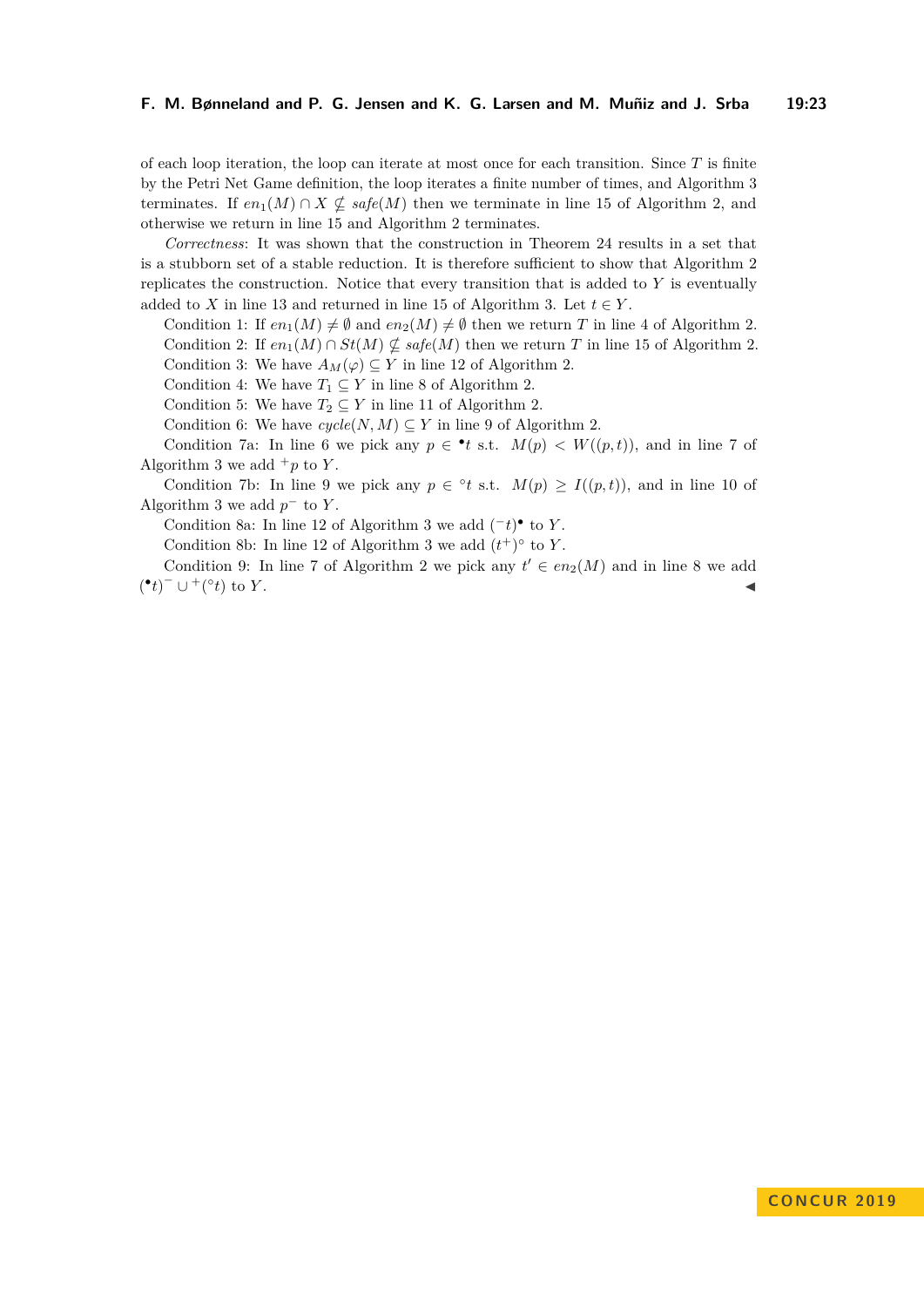of each loop iteration, the loop can iterate at most once for each transition. Since $T$ is finite by the Petri Net Game definition, the loop iterates a finite number of times, and Algorithm 3 terminates. If $en_1(M) \cap X \nsubseteq safe(M)$ then we terminate in line 15 of Algorithm 2, and otherwise we return in line 15 and Algorithm 2 terminates.

*Correctness*: It was shown that the construction in Theorem 24 results in a set that is a stubborn set of a stable reduction. It is therefore sufficient to show that Algorithm 2 replicates the construction. Notice that every transition that is added to $Y$ is eventually added to $X$ in line 13 and returned in line 15 of Algorithm 3. Let $t \in Y$.

Condition 1: If $en_1(M) \neq \emptyset$ and $en_2(M) \neq \emptyset$ then we return $T$ in line 4 of Algorithm 2.

Condition 2: If $en_1(M) \cap St(M) \nsubseteq safe(M)$ then we return $T$ in line 15 of Algorithm 2.

Condition 3: We have $A_M(\varphi) \subseteq Y$ in line 12 of Algorithm 2.

Condition 4: We have $T_1 \subseteq Y$ in line 8 of Algorithm 2.

Condition 5: We have $T_2 \subseteq Y$ in line 11 of Algorithm 2.

Condition 6: We have $cycle(N, M) \subseteq Y$ in line 9 of Algorithm 2.

Condition 7a: In line 6 we pick any $p \in {}^\bullet t$ s.t. $M(p) < W((p,t))$, and in line 7 of Algorithm 3 we add ${}^+p$ to $Y$.

Condition 7b: In line 9 we pick any $p \in {}^\circ t$ s.t. $M(p) \geq I((p,t))$, and in line 10 of Algorithm 3 we add $p^-$ to $Y$.

Condition 8a: In line 12 of Algorithm 3 we add $({}^-t)^\bullet$ to $Y$.

Condition 8b: In line 12 of Algorithm 3 we add $(t^+)^\circ$ to $Y$.

Condition 9: In line 7 of Algorithm 2 we pick any $t' \in en_2(M)$ and in line 8 we add $({}^\bullet t)^- \cup {}^+({}^\circ t)$ to $Y$. ◂